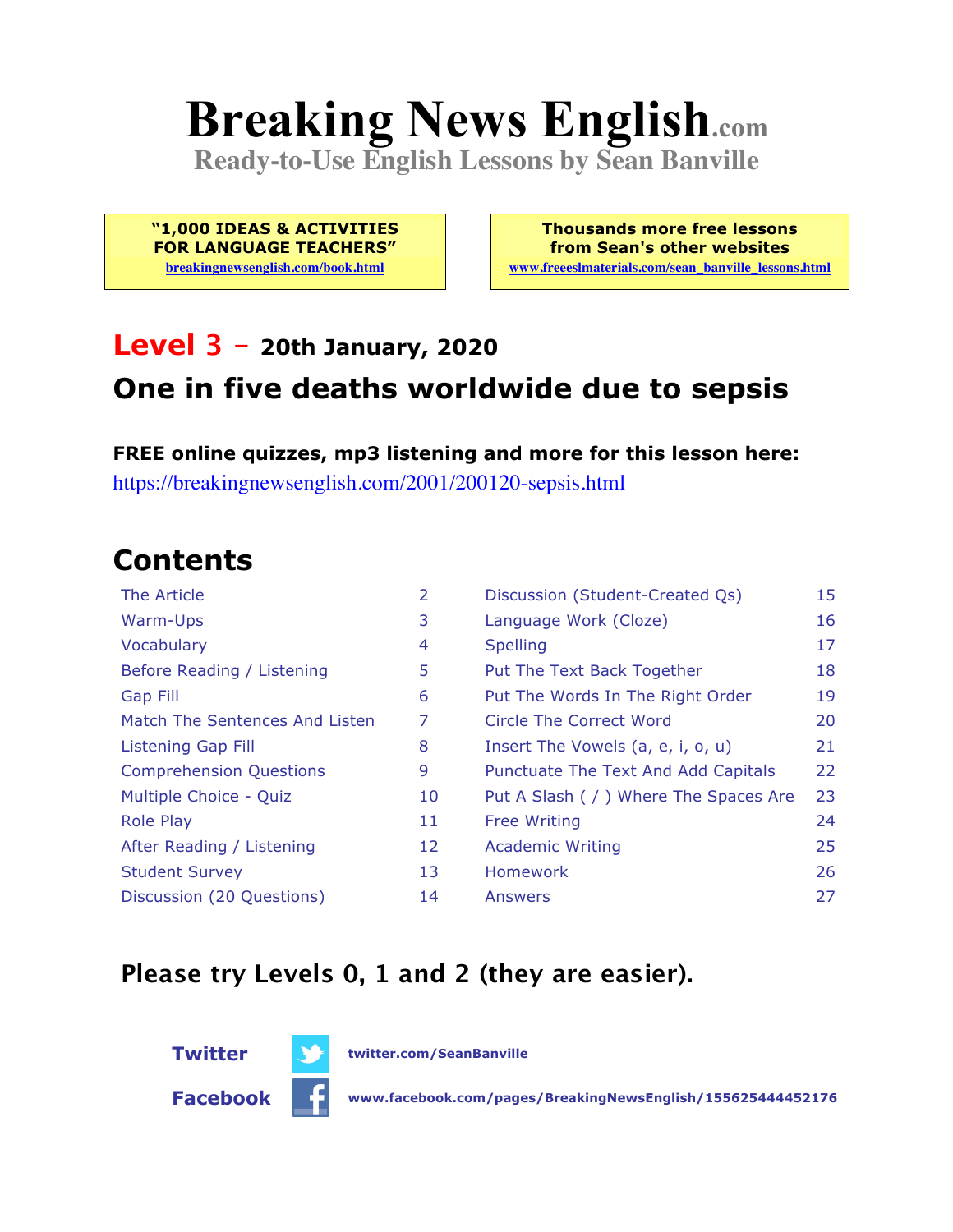# Breaking News English.com

**Ready-to-Use English Lessons by Sean Banville**

**"1,000 IDEAS & ACTIVITIES FOR LANGUAGE TEACHERS"**
breakingnewsenglish.com/book.html

**Thousands more free lessons from Sean's other websites**
www.freeeslmaterials.com/sean_banville_lessons.html

## Level 3 – 20th January, 2020

## One in five deaths worldwide due to sepsis

**FREE online quizzes, mp3 listening and more for this lesson here:**
https://breakingnewsenglish.com/2001/200120-sepsis.html

## Contents

| | | | |
|---|---|---|---|
| The Article | 2 | Discussion (Student-Created Qs) | 15 |
| Warm-Ups | 3 | Language Work (Cloze) | 16 |
| Vocabulary | 4 | Spelling | 17 |
| Before Reading / Listening | 5 | Put The Text Back Together | 18 |
| Gap Fill | 6 | Put The Words In The Right Order | 19 |
| Match The Sentences And Listen | 7 | Circle The Correct Word | 20 |
| Listening Gap Fill | 8 | Insert The Vowels (a, e, i, o, u) | 21 |
| Comprehension Questions | 9 | Punctuate The Text And Add Capitals | 22 |
| Multiple Choice - Quiz | 10 | Put A Slash ( / ) Where The Spaces Are | 23 |
| Role Play | 11 | Free Writing | 24 |
| After Reading / Listening | 12 | Academic Writing | 25 |
| Student Survey | 13 | Homework | 26 |
| Discussion (20 Questions) | 14 | Answers | 27 |

**Please try Levels 0, 1 and 2 (they are easier).**

**Twitter** twitter.com/SeanBanville

**Facebook** www.facebook.com/pages/BreakingNewsEnglish/155625444452176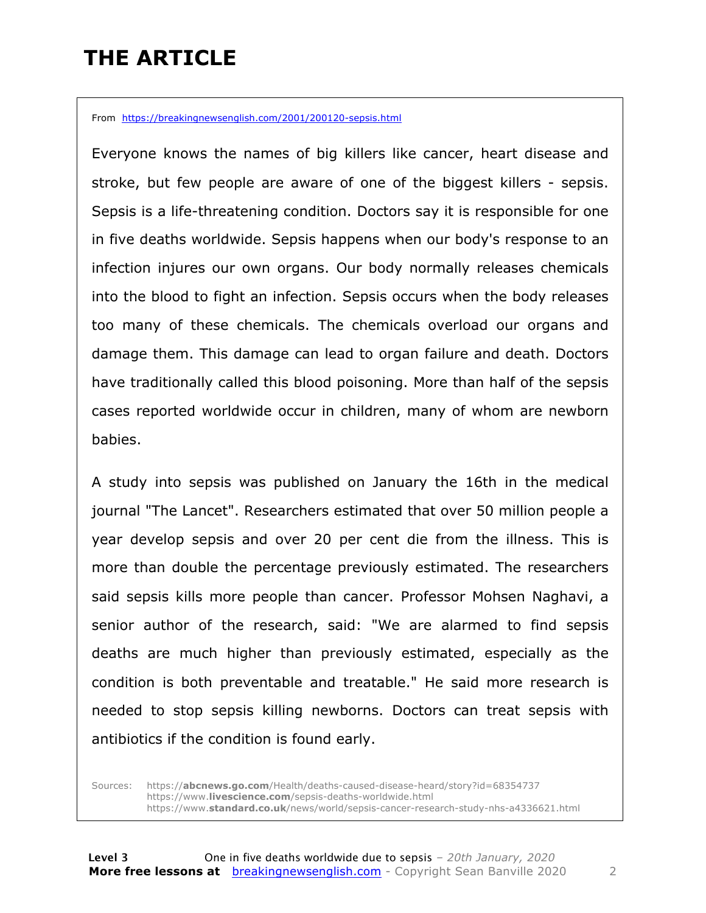# THE ARTICLE

From https://breakingnewsenglish.com/2001/200120-sepsis.html

Everyone knows the names of big killers like cancer, heart disease and stroke, but few people are aware of one of the biggest killers - sepsis. Sepsis is a life-threatening condition. Doctors say it is responsible for one in five deaths worldwide. Sepsis happens when our body's response to an infection injures our own organs. Our body normally releases chemicals into the blood to fight an infection. Sepsis occurs when the body releases too many of these chemicals. The chemicals overload our organs and damage them. This damage can lead to organ failure and death. Doctors have traditionally called this blood poisoning. More than half of the sepsis cases reported worldwide occur in children, many of whom are newborn babies.

A study into sepsis was published on January the 16th in the medical journal "The Lancet". Researchers estimated that over 50 million people a year develop sepsis and over 20 per cent die from the illness. This is more than double the percentage previously estimated. The researchers said sepsis kills more people than cancer. Professor Mohsen Naghavi, a senior author of the research, said: "We are alarmed to find sepsis deaths are much higher than previously estimated, especially as the condition is both preventable and treatable." He said more research is needed to stop sepsis killing newborns. Doctors can treat sepsis with antibiotics if the condition is found early.

Sources:
https://abcnews.go.com/Health/deaths-caused-disease-heard/story?id=68354737
https://www.livescience.com/sepsis-deaths-worldwide.html
https://www.standard.co.uk/news/world/sepsis-cancer-research-study-nhs-a4336621.html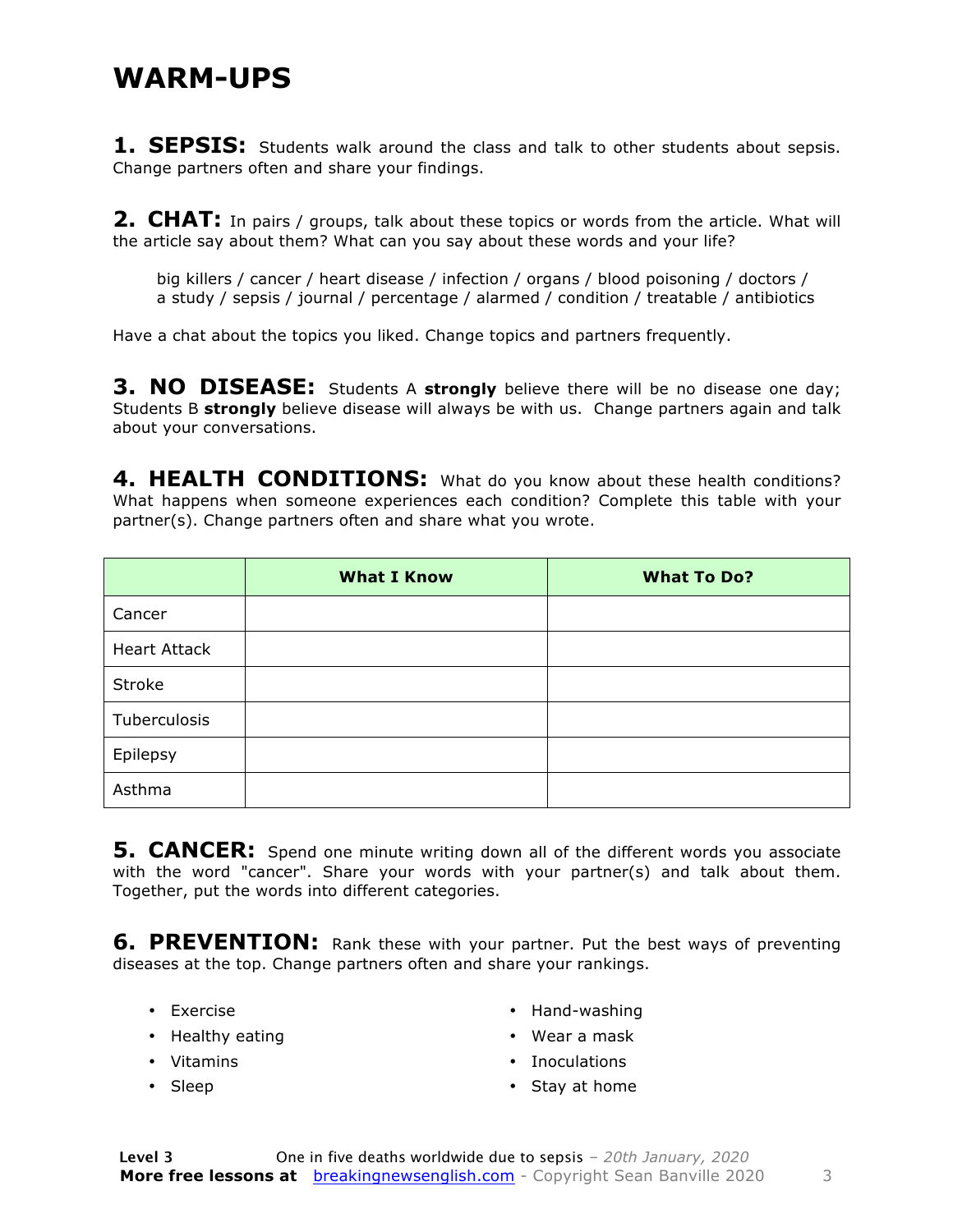# WARM-UPS

**1. SEPSIS:** Students walk around the class and talk to other students about sepsis. Change partners often and share your findings.

**2. CHAT:** In pairs / groups, talk about these topics or words from the article. What will the article say about them? What can you say about these words and your life?

> big killers / cancer / heart disease / infection / organs / blood poisoning / doctors / a study / sepsis / journal / percentage / alarmed / condition / treatable / antibiotics

Have a chat about the topics you liked. Change topics and partners frequently.

**3. NO DISEASE:** Students A **strongly** believe there will be no disease one day; Students B **strongly** believe disease will always be with us. Change partners again and talk about your conversations.

**4. HEALTH CONDITIONS:** What do you know about these health conditions? What happens when someone experiences each condition? Complete this table with your partner(s). Change partners often and share what you wrote.

| | **What I Know** | **What To Do?** |
|---|---|---|
| Cancer | | |
| Heart Attack | | |
| Stroke | | |
| Tuberculosis | | |
| Epilepsy | | |
| Asthma | | |

**5. CANCER:** Spend one minute writing down all of the different words you associate with the word "cancer". Share your words with your partner(s) and talk about them. Together, put the words into different categories.

**6. PREVENTION:** Rank these with your partner. Put the best ways of preventing diseases at the top. Change partners often and share your rankings.

- Exercise
- Healthy eating
- Vitamins
- Sleep
- Hand-washing
- Wear a mask
- Inoculations
- Stay at home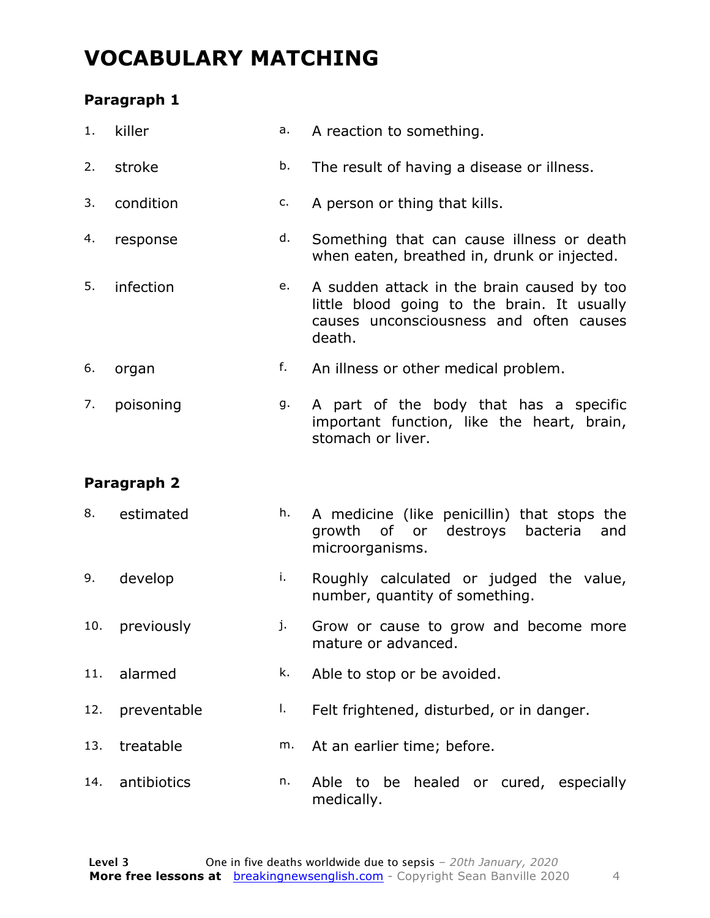# VOCABULARY MATCHING

### Paragraph 1

| | | | |
|---|---|---|---|
| 1. | killer | a. | A reaction to something. |
| 2. | stroke | b. | The result of having a disease or illness. |
| 3. | condition | c. | A person or thing that kills. |
| 4. | response | d. | Something that can cause illness or death when eaten, breathed in, drunk or injected. |
| 5. | infection | e. | A sudden attack in the brain caused by too little blood going to the brain. It usually causes unconsciousness and often causes death. |
| 6. | organ | f. | An illness or other medical problem. |
| 7. | poisoning | g. | A part of the body that has a specific important function, like the heart, brain, stomach or liver. |

### Paragraph 2

| | | | |
|---|---|---|---|
| 8. | estimated | h. | A medicine (like penicillin) that stops the growth of or destroys bacteria and microorganisms. |
| 9. | develop | i. | Roughly calculated or judged the value, number, quantity of something. |
| 10. | previously | j. | Grow or cause to grow and become more mature or advanced. |
| 11. | alarmed | k. | Able to stop or be avoided. |
| 12. | preventable | l. | Felt frightened, disturbed, or in danger. |
| 13. | treatable | m. | At an earlier time; before. |
| 14. | antibiotics | n. | Able to be healed or cured, especially medically. |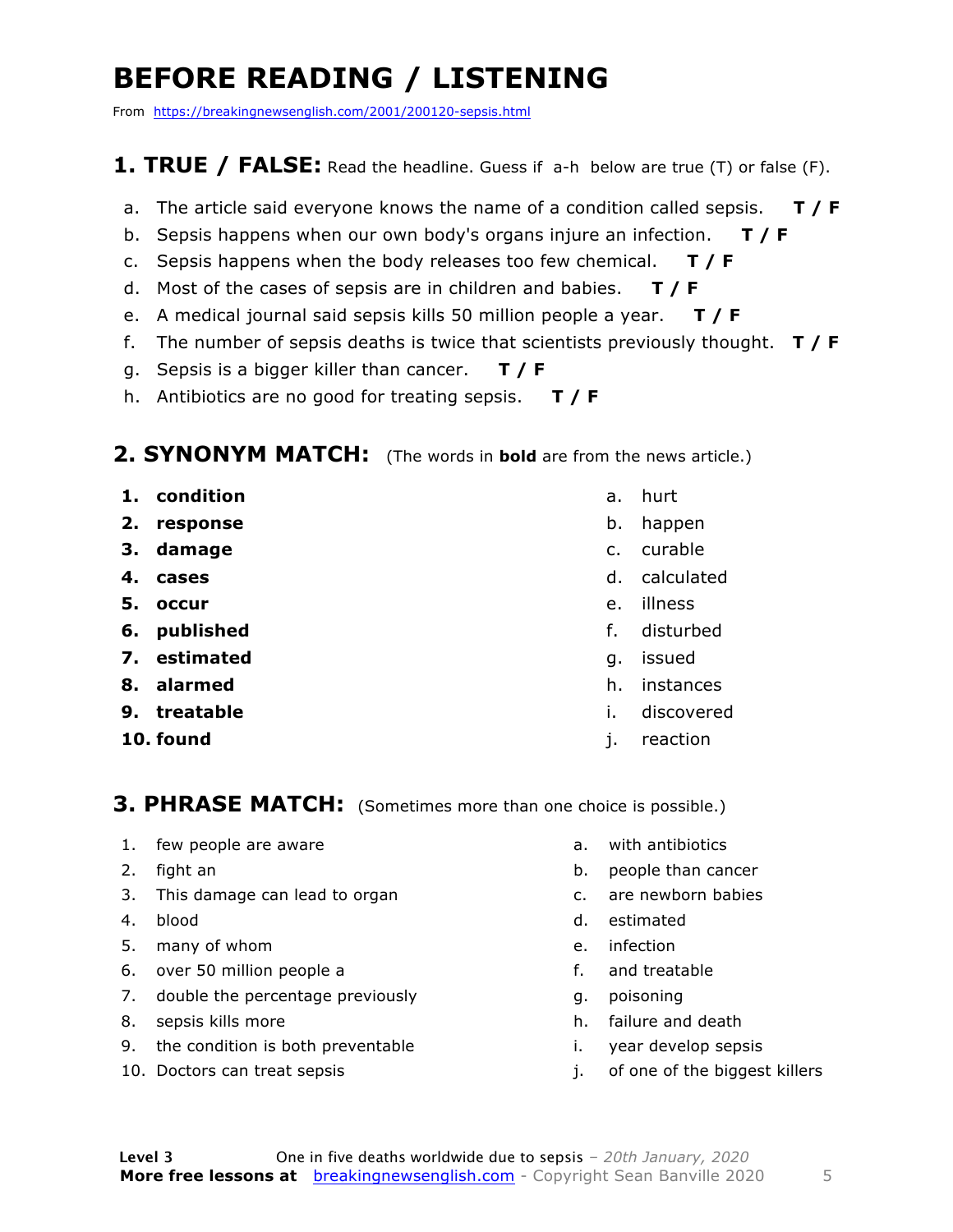# BEFORE READING / LISTENING

From https://breakingnewsenglish.com/2001/200120-sepsis.html

## 1. TRUE / FALSE: Read the headline. Guess if a-h below are true (T) or false (F).

a. The article said everyone knows the name of a condition called sepsis. **T / F**
b. Sepsis happens when our own body's organs injure an infection. **T / F**
c. Sepsis happens when the body releases too few chemical. **T / F**
d. Most of the cases of sepsis are in children and babies. **T / F**
e. A medical journal said sepsis kills 50 million people a year. **T / F**
f. The number of sepsis deaths is twice that scientists previously thought. **T / F**
g. Sepsis is a bigger killer than cancer. **T / F**
h. Antibiotics are no good for treating sepsis. **T / F**

## 2. SYNONYM MATCH: (The words in **bold** are from the news article.)

1. **condition**
2. **response**
3. **damage**
4. **cases**
5. **occur**
6. **published**
7. **estimated**
8. **alarmed**
9. **treatable**
10. **found**

a. hurt
b. happen
c. curable
d. calculated
e. illness
f. disturbed
g. issued
h. instances
i. discovered
j. reaction

## 3. PHRASE MATCH: (Sometimes more than one choice is possible.)

1. few people are aware
2. fight an
3. This damage can lead to organ
4. blood
5. many of whom
6. over 50 million people a
7. double the percentage previously
8. sepsis kills more
9. the condition is both preventable
10. Doctors can treat sepsis

a. with antibiotics
b. people than cancer
c. are newborn babies
d. estimated
e. infection
f. and treatable
g. poisoning
h. failure and death
i. year develop sepsis
j. of one of the biggest killers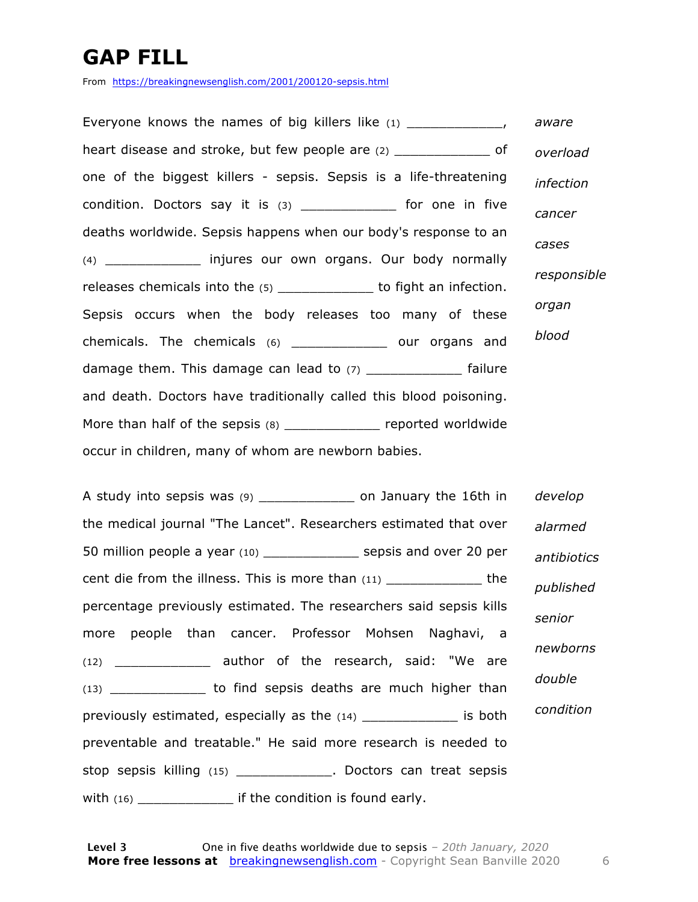# GAP FILL

From https://breakingnewsenglish.com/2001/200120-sepsis.html

Everyone knows the names of big killers like (1) ____________, heart disease and stroke, but few people are (2) ____________ of one of the biggest killers - sepsis. Sepsis is a life-threatening condition. Doctors say it is (3) ____________ for one in five deaths worldwide. Sepsis happens when our body's response to an (4) ____________ injures our own organs. Our body normally releases chemicals into the (5) ____________ to fight an infection. Sepsis occurs when the body releases too many of these chemicals. The chemicals (6) ____________ our organs and damage them. This damage can lead to (7) ____________ failure and death. Doctors have traditionally called this blood poisoning. More than half of the sepsis (8) ____________ reported worldwide occur in children, many of whom are newborn babies.

*aware*
*overload*
*infection*
*cancer*
*cases*
*responsible*
*organ*
*blood*

A study into sepsis was (9) ____________ on January the 16th in the medical journal "The Lancet". Researchers estimated that over 50 million people a year (10) ____________ sepsis and over 20 per cent die from the illness. This is more than (11) ____________ the percentage previously estimated. The researchers said sepsis kills more people than cancer. Professor Mohsen Naghavi, a (12) ____________ author of the research, said: "We are (13) ____________ to find sepsis deaths are much higher than previously estimated, especially as the (14) ____________ is both preventable and treatable." He said more research is needed to stop sepsis killing (15) ____________. Doctors can treat sepsis with (16) ____________ if the condition is found early.

*develop*
*alarmed*
*antibiotics*
*published*
*senior*
*newborns*
*double*
*condition*

**Level 3** One in five deaths worldwide due to sepsis – *20th January, 2020*
**More free lessons at** breakingnewsenglish.com - Copyright Sean Banville 2020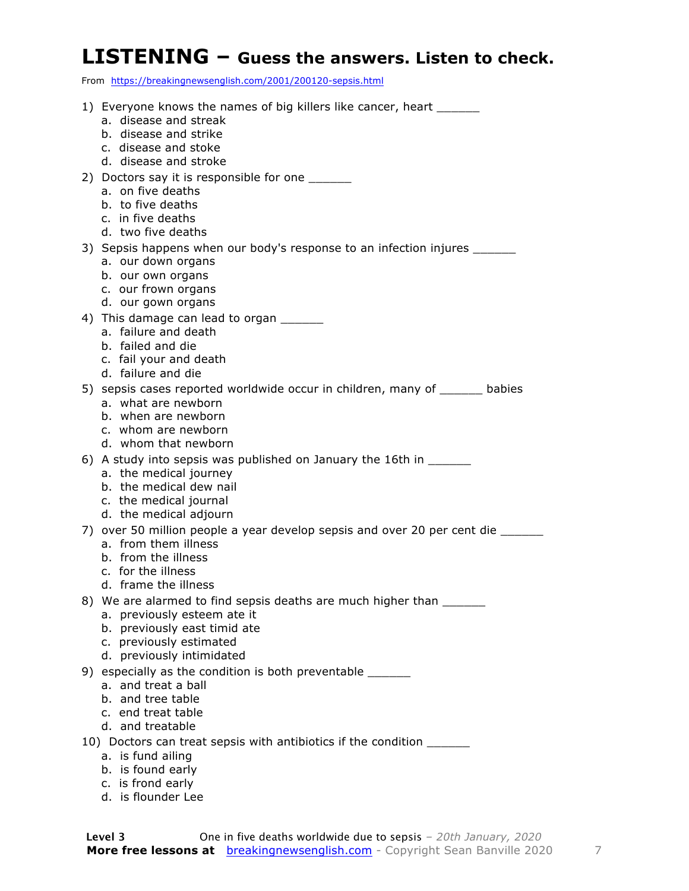# LISTENING – Guess the answers. Listen to check.

From https://breakingnewsenglish.com/2001/200120-sepsis.html

1) Everyone knows the names of big killers like cancer, heart ______
   a. disease and streak
   b. disease and strike
   c. disease and stoke
   d. disease and stroke
2) Doctors say it is responsible for one ______
   a. on five deaths
   b. to five deaths
   c. in five deaths
   d. two five deaths
3) Sepsis happens when our body's response to an infection injures ______
   a. our down organs
   b. our own organs
   c. our frown organs
   d. our gown organs
4) This damage can lead to organ ______
   a. failure and death
   b. failed and die
   c. fail your and death
   d. failure and die
5) sepsis cases reported worldwide occur in children, many of ______ babies
   a. what are newborn
   b. when are newborn
   c. whom are newborn
   d. whom that newborn
6) A study into sepsis was published on January the 16th in ______
   a. the medical journey
   b. the medical dew nail
   c. the medical journal
   d. the medical adjourn
7) over 50 million people a year develop sepsis and over 20 per cent die ______
   a. from them illness
   b. from the illness
   c. for the illness
   d. frame the illness
8) We are alarmed to find sepsis deaths are much higher than ______
   a. previously esteem ate it
   b. previously east timid ate
   c. previously estimated
   d. previously intimidated
9) especially as the condition is both preventable ______
   a. and treat a ball
   b. and tree table
   c. end treat table
   d. and treatable
10) Doctors can treat sepsis with antibiotics if the condition ______
   a. is fund ailing
   b. is found early
   c. is frond early
   d. is flounder Lee

**Level 3** One in five deaths worldwide due to sepsis – *20th January, 2020*
**More free lessons at** breakingnewsenglish.com - Copyright Sean Banville 2020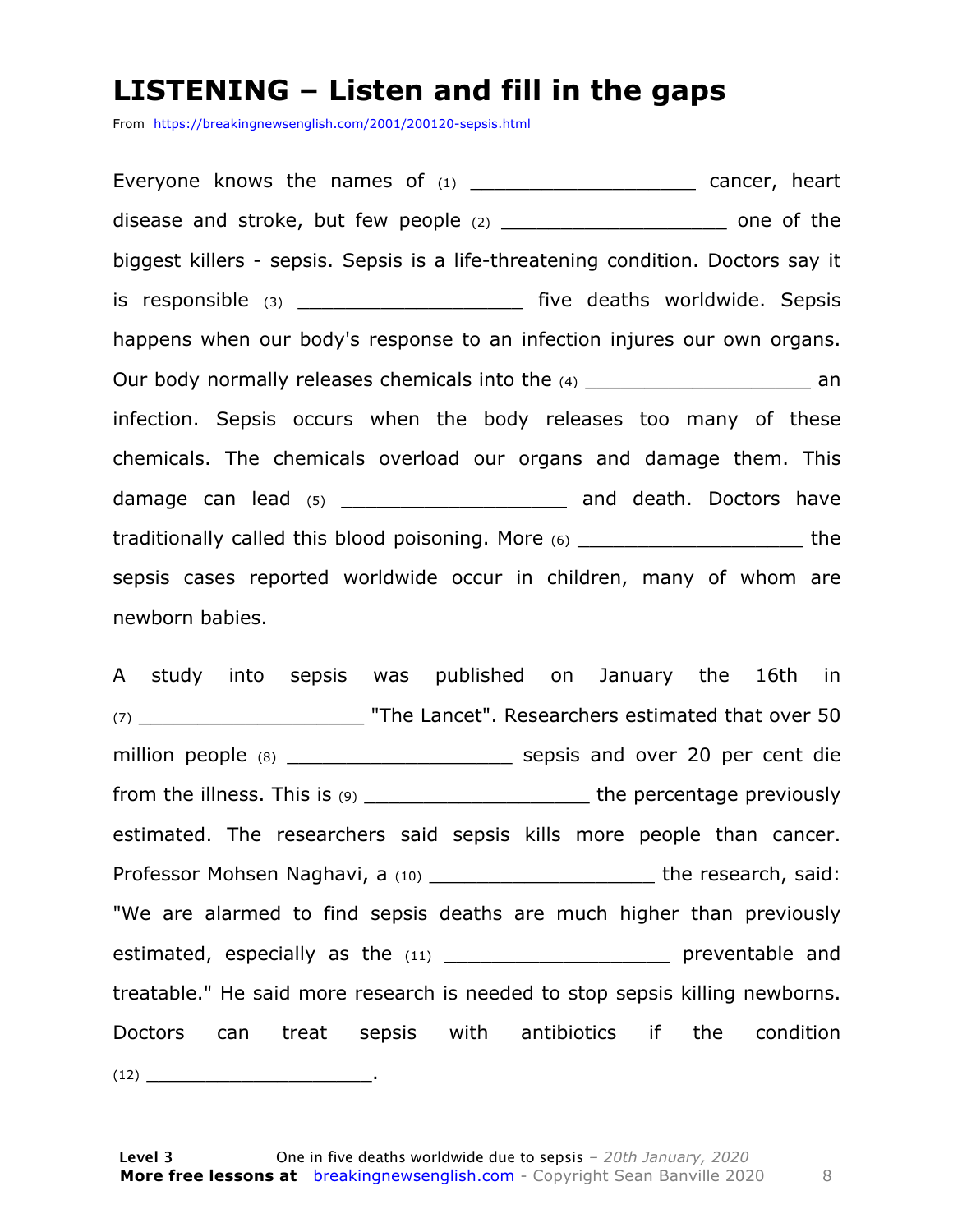# LISTENING – Listen and fill in the gaps

From https://breakingnewsenglish.com/2001/200120-sepsis.html

Everyone knows the names of (1) ___________________ cancer, heart disease and stroke, but few people (2) ___________________ one of the biggest killers - sepsis. Sepsis is a life-threatening condition. Doctors say it is responsible (3) ___________________ five deaths worldwide. Sepsis happens when our body's response to an infection injures our own organs. Our body normally releases chemicals into the (4) ___________________ an infection. Sepsis occurs when the body releases too many of these chemicals. The chemicals overload our organs and damage them. This damage can lead (5) ___________________ and death. Doctors have traditionally called this blood poisoning. More (6) ___________________ the sepsis cases reported worldwide occur in children, many of whom are newborn babies.

A study into sepsis was published on January the 16th in (7) ___________________ "The Lancet". Researchers estimated that over 50 million people (8) ___________________ sepsis and over 20 per cent die from the illness. This is (9) ___________________ the percentage previously estimated. The researchers said sepsis kills more people than cancer. Professor Mohsen Naghavi, a (10) ___________________ the research, said: "We are alarmed to find sepsis deaths are much higher than previously estimated, especially as the (11) ___________________ preventable and treatable." He said more research is needed to stop sepsis killing newborns. Doctors can treat sepsis with antibiotics if the condition (12) ___________________.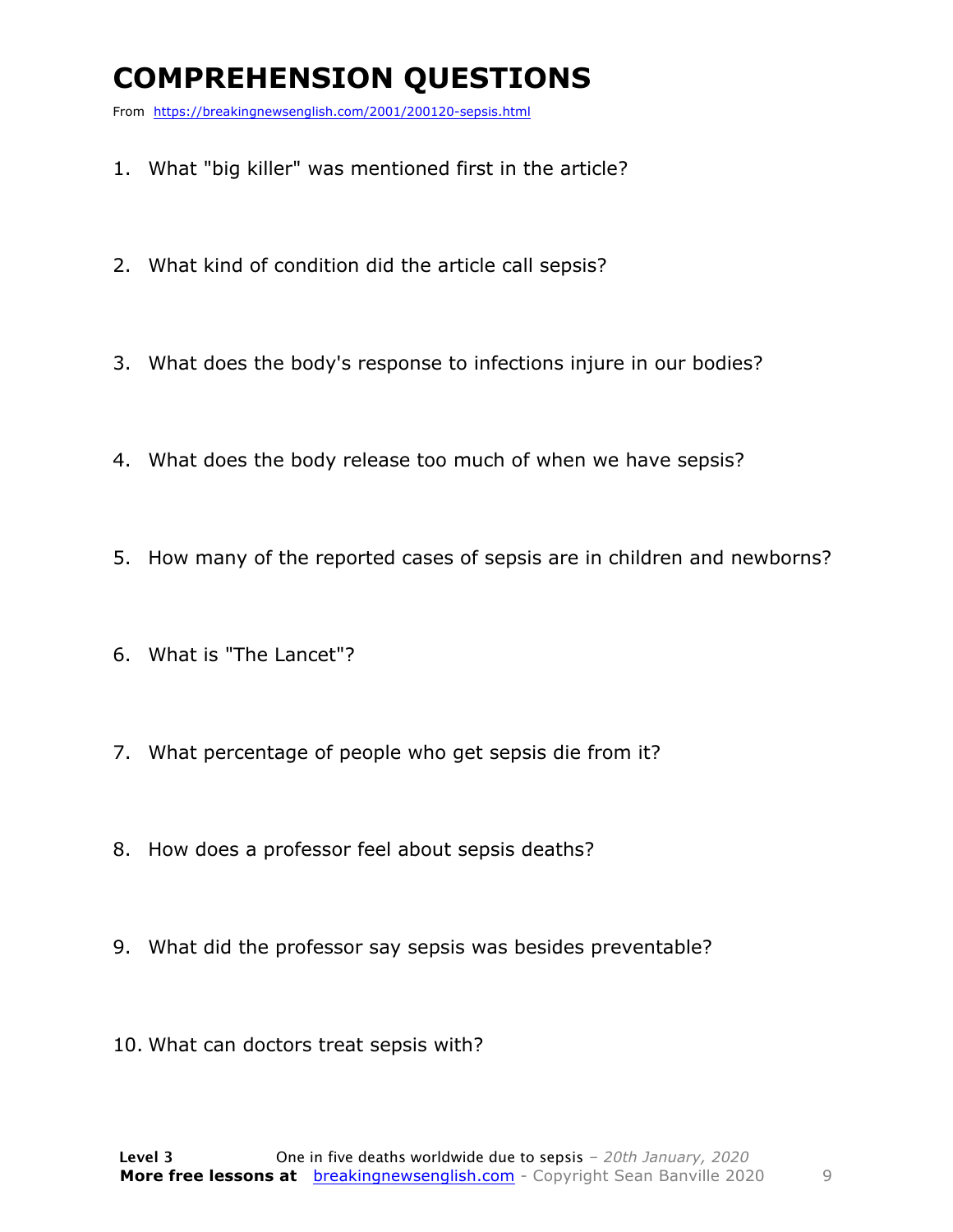# COMPREHENSION QUESTIONS

From https://breakingnewsenglish.com/2001/200120-sepsis.html

1. What "big killer" was mentioned first in the article?
2. What kind of condition did the article call sepsis?
3. What does the body's response to infections injure in our bodies?
4. What does the body release too much of when we have sepsis?
5. How many of the reported cases of sepsis are in children and newborns?
6. What is "The Lancet"?
7. What percentage of people who get sepsis die from it?
8. How does a professor feel about sepsis deaths?
9. What did the professor say sepsis was besides preventable?
10. What can doctors treat sepsis with?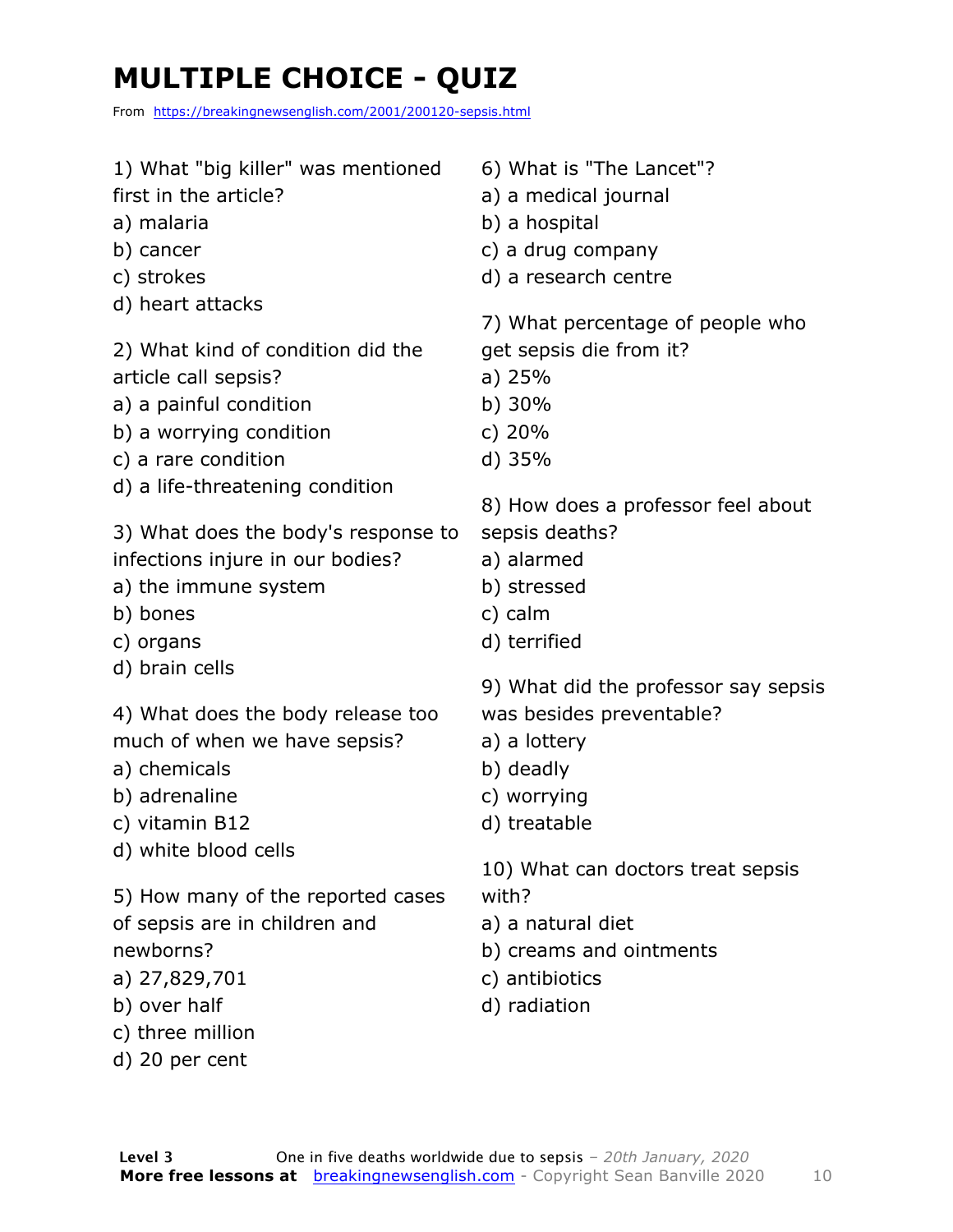# MULTIPLE CHOICE - QUIZ

From https://breakingnewsenglish.com/2001/200120-sepsis.html

1) What "big killer" was mentioned first in the article?
a) malaria
b) cancer
c) strokes
d) heart attacks

2) What kind of condition did the article call sepsis?
a) a painful condition
b) a worrying condition
c) a rare condition
d) a life-threatening condition

3) What does the body's response to infections injure in our bodies?
a) the immune system
b) bones
c) organs
d) brain cells

4) What does the body release too much of when we have sepsis?
a) chemicals
b) adrenaline
c) vitamin B12
d) white blood cells

5) How many of the reported cases of sepsis are in children and newborns?
a) 27,829,701
b) over half
c) three million
d) 20 per cent

6) What is "The Lancet"?
a) a medical journal
b) a hospital
c) a drug company
d) a research centre

7) What percentage of people who get sepsis die from it?
a) 25%
b) 30%
c) 20%
d) 35%

8) How does a professor feel about sepsis deaths?
a) alarmed
b) stressed
c) calm
d) terrified

9) What did the professor say sepsis was besides preventable?
a) a lottery
b) deadly
c) worrying
d) treatable

10) What can doctors treat sepsis with?
a) a natural diet
b) creams and ointments
c) antibiotics
d) radiation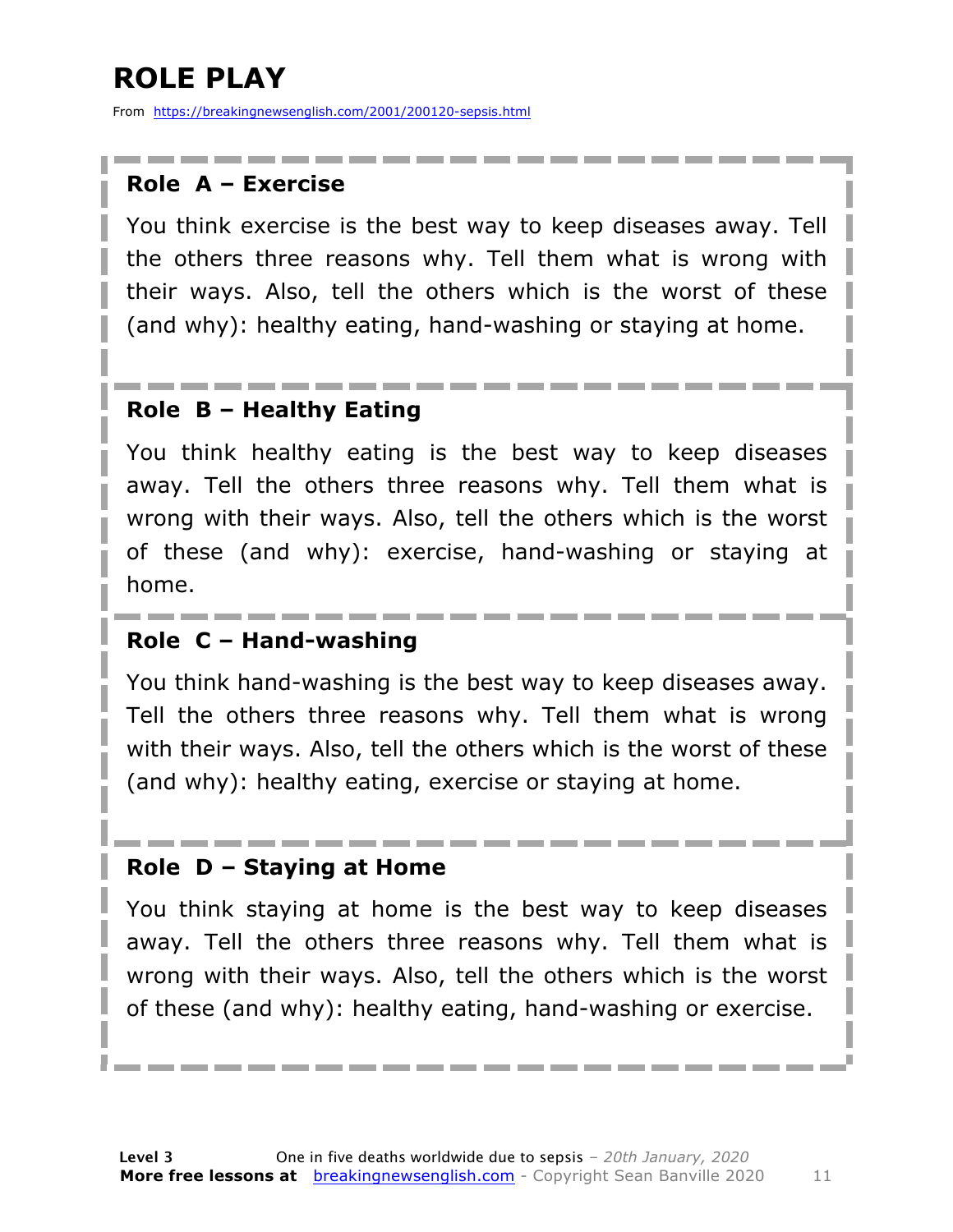# ROLE PLAY

From https://breakingnewsenglish.com/2001/200120-sepsis.html

### Role A – Exercise

You think exercise is the best way to keep diseases away. Tell the others three reasons why. Tell them what is wrong with their ways. Also, tell the others which is the worst of these (and why): healthy eating, hand-washing or staying at home.

### Role B – Healthy Eating

You think healthy eating is the best way to keep diseases away. Tell the others three reasons why. Tell them what is wrong with their ways. Also, tell the others which is the worst of these (and why): exercise, hand-washing or staying at home.

### Role C – Hand-washing

You think hand-washing is the best way to keep diseases away. Tell the others three reasons why. Tell them what is wrong with their ways. Also, tell the others which is the worst of these (and why): healthy eating, exercise or staying at home.

### Role D – Staying at Home

You think staying at home is the best way to keep diseases away. Tell the others three reasons why. Tell them what is wrong with their ways. Also, tell the others which is the worst of these (and why): healthy eating, hand-washing or exercise.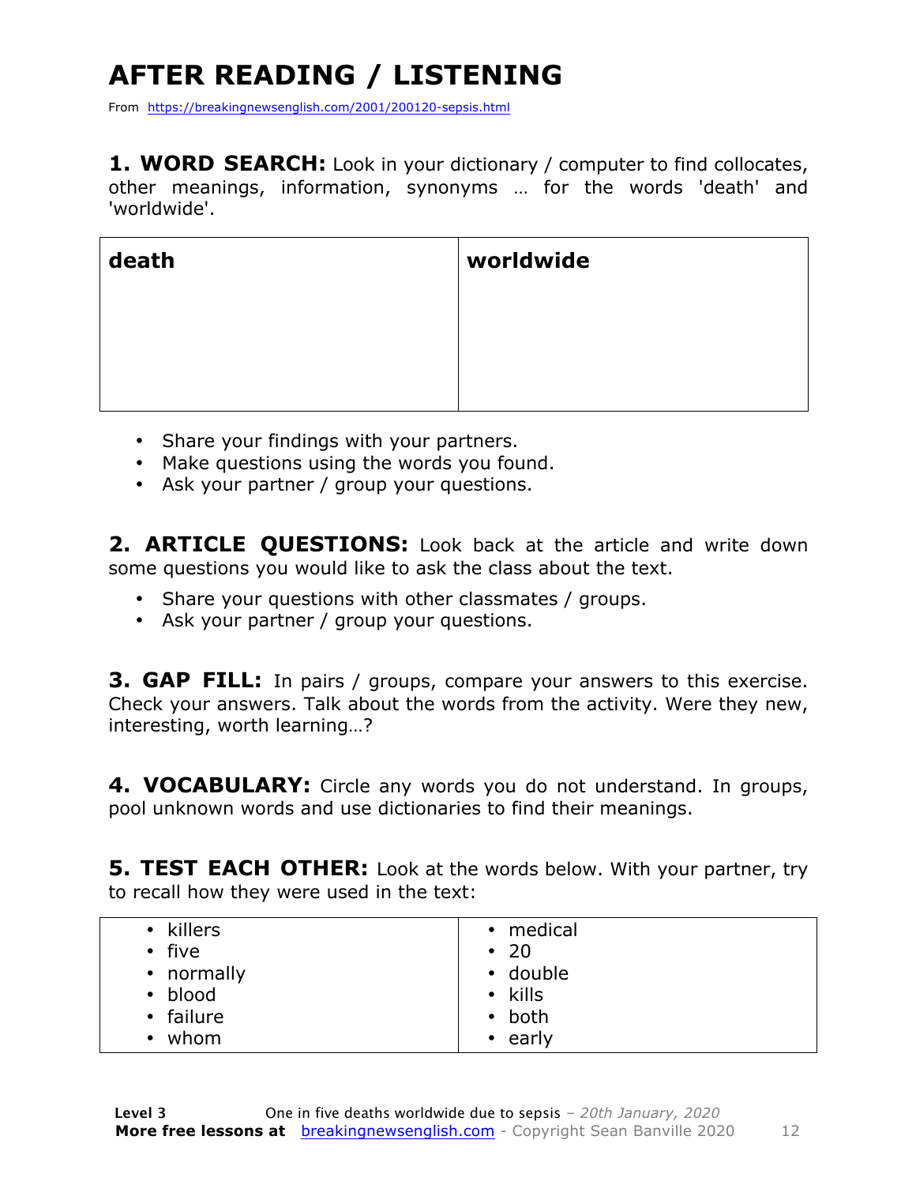# AFTER READING / LISTENING

From https://breakingnewsenglish.com/2001/200120-sepsis.html

**1. WORD SEARCH:** Look in your dictionary / computer to find collocates, other meanings, information, synonyms … for the words 'death' and 'worldwide'.

| death | worldwide |
|---|---|
| | |

- Share your findings with your partners.
- Make questions using the words you found.
- Ask your partner / group your questions.

**2. ARTICLE QUESTIONS:** Look back at the article and write down some questions you would like to ask the class about the text.

- Share your questions with other classmates / groups.
- Ask your partner / group your questions.

**3. GAP FILL:** In pairs / groups, compare your answers to this exercise. Check your answers. Talk about the words from the activity. Were they new, interesting, worth learning…?

**4. VOCABULARY:** Circle any words you do not understand. In groups, pool unknown words and use dictionaries to find their meanings.

**5. TEST EACH OTHER:** Look at the words below. With your partner, try to recall how they were used in the text:

| | |
|---|---|
| • killers | • medical |
| • five | • 20 |
| • normally | • double |
| • blood | • kills |
| • failure | • both |
| • whom | • early |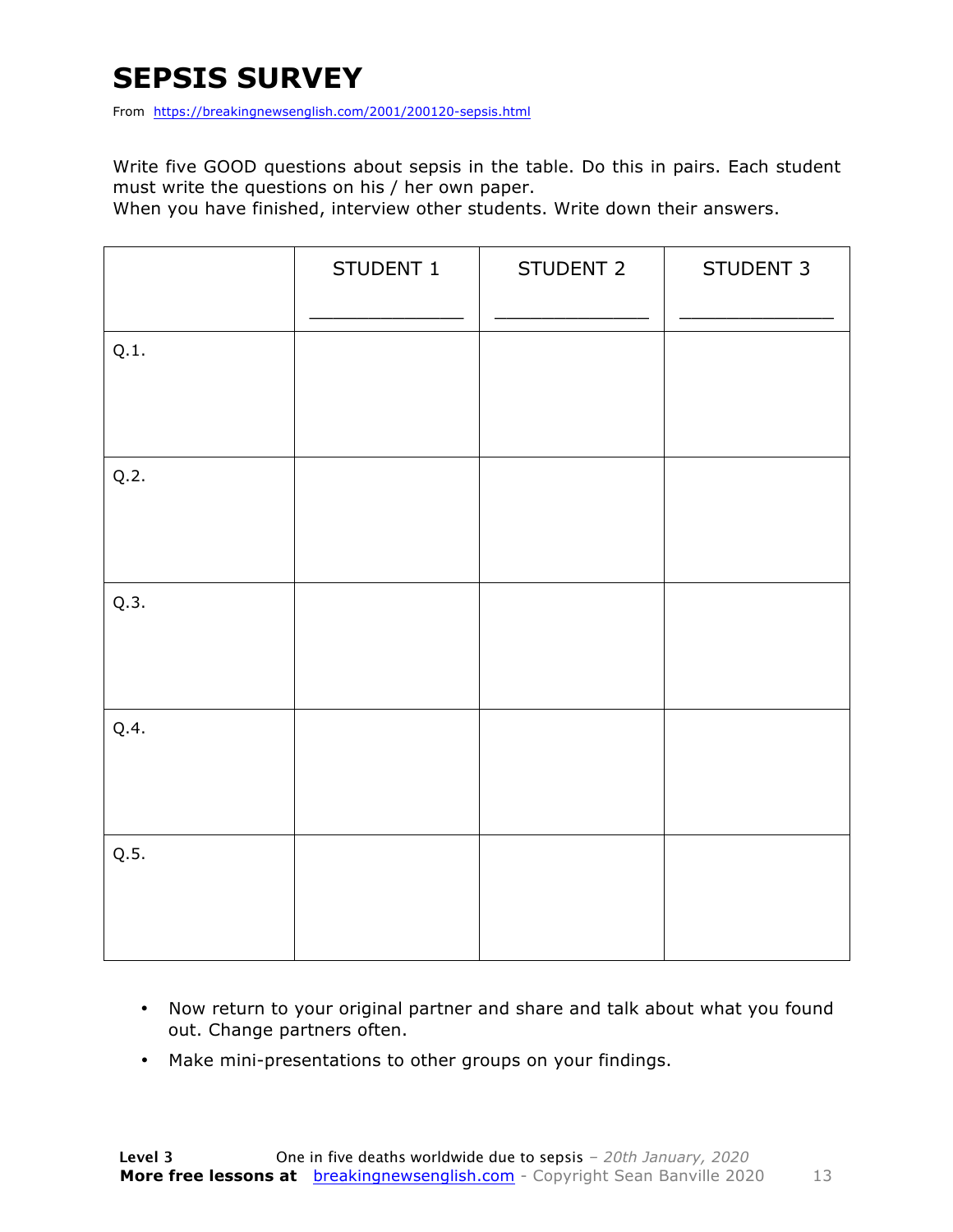# SEPSIS SURVEY

From https://breakingnewsenglish.com/2001/200120-sepsis.html

Write five GOOD questions about sepsis in the table. Do this in pairs. Each student must write the questions on his / her own paper.

When you have finished, interview other students. Write down their answers.

| | STUDENT 1<br>_____________ | STUDENT 2<br>_____________ | STUDENT 3<br>_____________ |
|---|---|---|---|
| Q.1. | | | |
| Q.2. | | | |
| Q.3. | | | |
| Q.4. | | | |
| Q.5. | | | |

- Now return to your original partner and share and talk about what you found out. Change partners often.
- Make mini-presentations to other groups on your findings.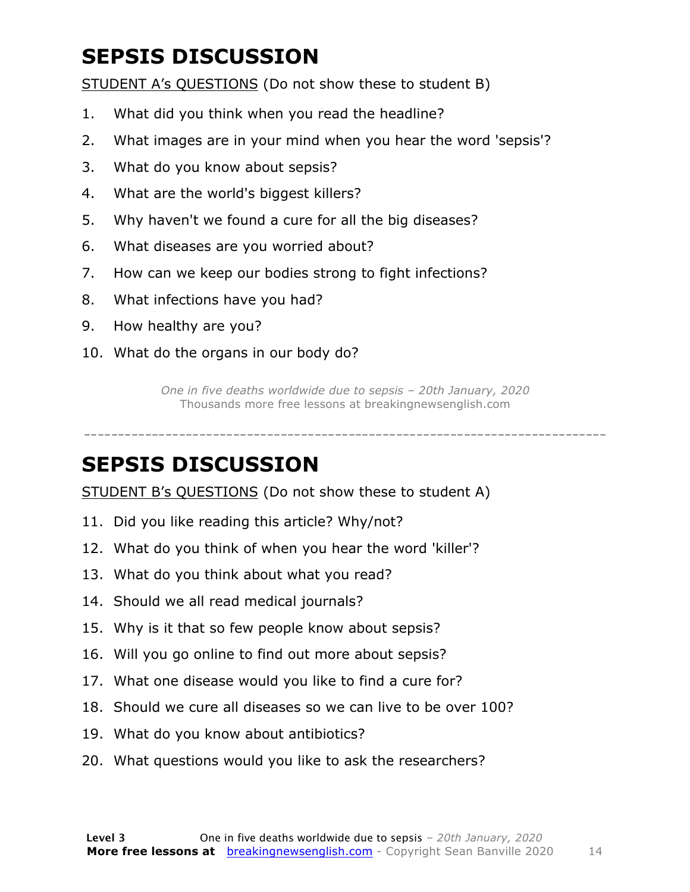# SEPSIS DISCUSSION

STUDENT A's QUESTIONS (Do not show these to student B)

1. What did you think when you read the headline?
2. What images are in your mind when you hear the word 'sepsis'?
3. What do you know about sepsis?
4. What are the world's biggest killers?
5. Why haven't we found a cure for all the big diseases?
6. What diseases are you worried about?
7. How can we keep our bodies strong to fight infections?
8. What infections have you had?
9. How healthy are you?
10. What do the organs in our body do?

*One in five deaths worldwide due to sepsis – 20th January, 2020*
Thousands more free lessons at breakingnewsenglish.com

---

# SEPSIS DISCUSSION

STUDENT B's QUESTIONS (Do not show these to student A)

11. Did you like reading this article? Why/not?
12. What do you think of when you hear the word 'killer'?
13. What do you think about what you read?
14. Should we all read medical journals?
15. Why is it that so few people know about sepsis?
16. Will you go online to find out more about sepsis?
17. What one disease would you like to find a cure for?
18. Should we cure all diseases so we can live to be over 100?
19. What do you know about antibiotics?
20. What questions would you like to ask the researchers?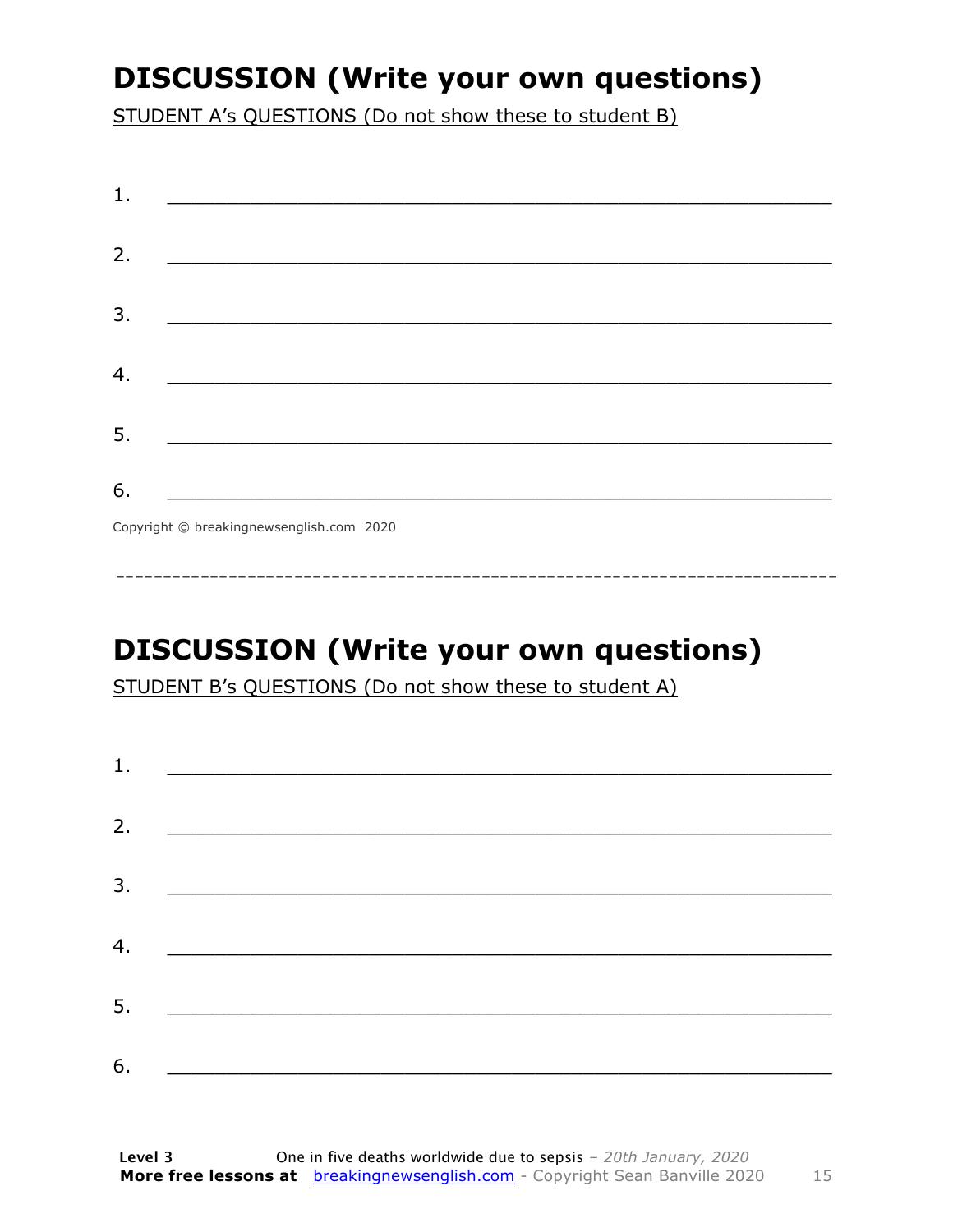## DISCUSSION (Write your own questions)

STUDENT A's QUESTIONS (Do not show these to student B)

1. ___________________________________________________________

2. ___________________________________________________________

3. ___________________________________________________________

4. ___________________________________________________________

5. ___________________________________________________________

6. ___________________________________________________________

Copyright © breakingnewsenglish.com 2020

---

## DISCUSSION (Write your own questions)

STUDENT B's QUESTIONS (Do not show these to student A)

1. ___________________________________________________________

2. ___________________________________________________________

3. ___________________________________________________________

4. ___________________________________________________________

5. ___________________________________________________________

6. ___________________________________________________________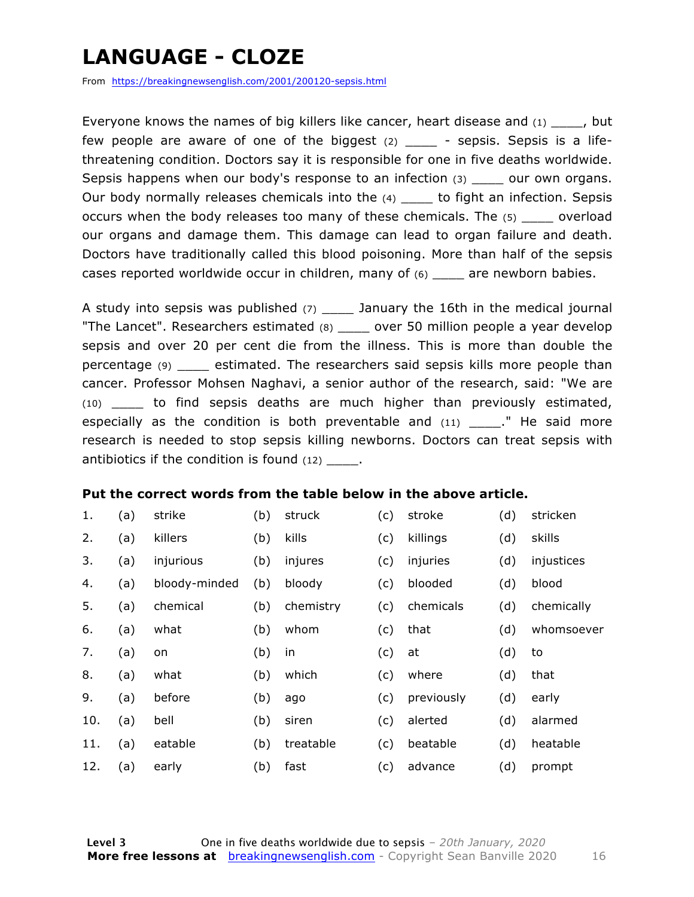# LANGUAGE - CLOZE

From https://breakingnewsenglish.com/2001/200120-sepsis.html

Everyone knows the names of big killers like cancer, heart disease and (1) ____, but few people are aware of one of the biggest (2) ____ - sepsis. Sepsis is a life-threatening condition. Doctors say it is responsible for one in five deaths worldwide. Sepsis happens when our body's response to an infection (3) ____ our own organs. Our body normally releases chemicals into the (4) ____ to fight an infection. Sepsis occurs when the body releases too many of these chemicals. The (5) ____ overload our organs and damage them. This damage can lead to organ failure and death. Doctors have traditionally called this blood poisoning. More than half of the sepsis cases reported worldwide occur in children, many of (6) ____ are newborn babies.

A study into sepsis was published (7) ____ January the 16th in the medical journal "The Lancet". Researchers estimated (8) ____ over 50 million people a year develop sepsis and over 20 per cent die from the illness. This is more than double the percentage (9) ____ estimated. The researchers said sepsis kills more people than cancer. Professor Mohsen Naghavi, a senior author of the research, said: "We are (10) ____ to find sepsis deaths are much higher than previously estimated, especially as the condition is both preventable and (11) ____." He said more research is needed to stop sepsis killing newborns. Doctors can treat sepsis with antibiotics if the condition is found (12) ____.

**Put the correct words from the table below in the above article.**

| | | | | | | | | |
|---|---|---|---|---|---|---|---|---|
| 1. | (a) | strike | (b) | struck | (c) | stroke | (d) | stricken |
| 2. | (a) | killers | (b) | kills | (c) | killings | (d) | skills |
| 3. | (a) | injurious | (b) | injures | (c) | injuries | (d) | injustices |
| 4. | (a) | bloody-minded | (b) | bloody | (c) | blooded | (d) | blood |
| 5. | (a) | chemical | (b) | chemistry | (c) | chemicals | (d) | chemically |
| 6. | (a) | what | (b) | whom | (c) | that | (d) | whomsoever |
| 7. | (a) | on | (b) | in | (c) | at | (d) | to |
| 8. | (a) | what | (b) | which | (c) | where | (d) | that |
| 9. | (a) | before | (b) | ago | (c) | previously | (d) | early |
| 10. | (a) | bell | (b) | siren | (c) | alerted | (d) | alarmed |
| 11. | (a) | eatable | (b) | treatable | (c) | beatable | (d) | heatable |
| 12. | (a) | early | (b) | fast | (c) | advance | (d) | prompt |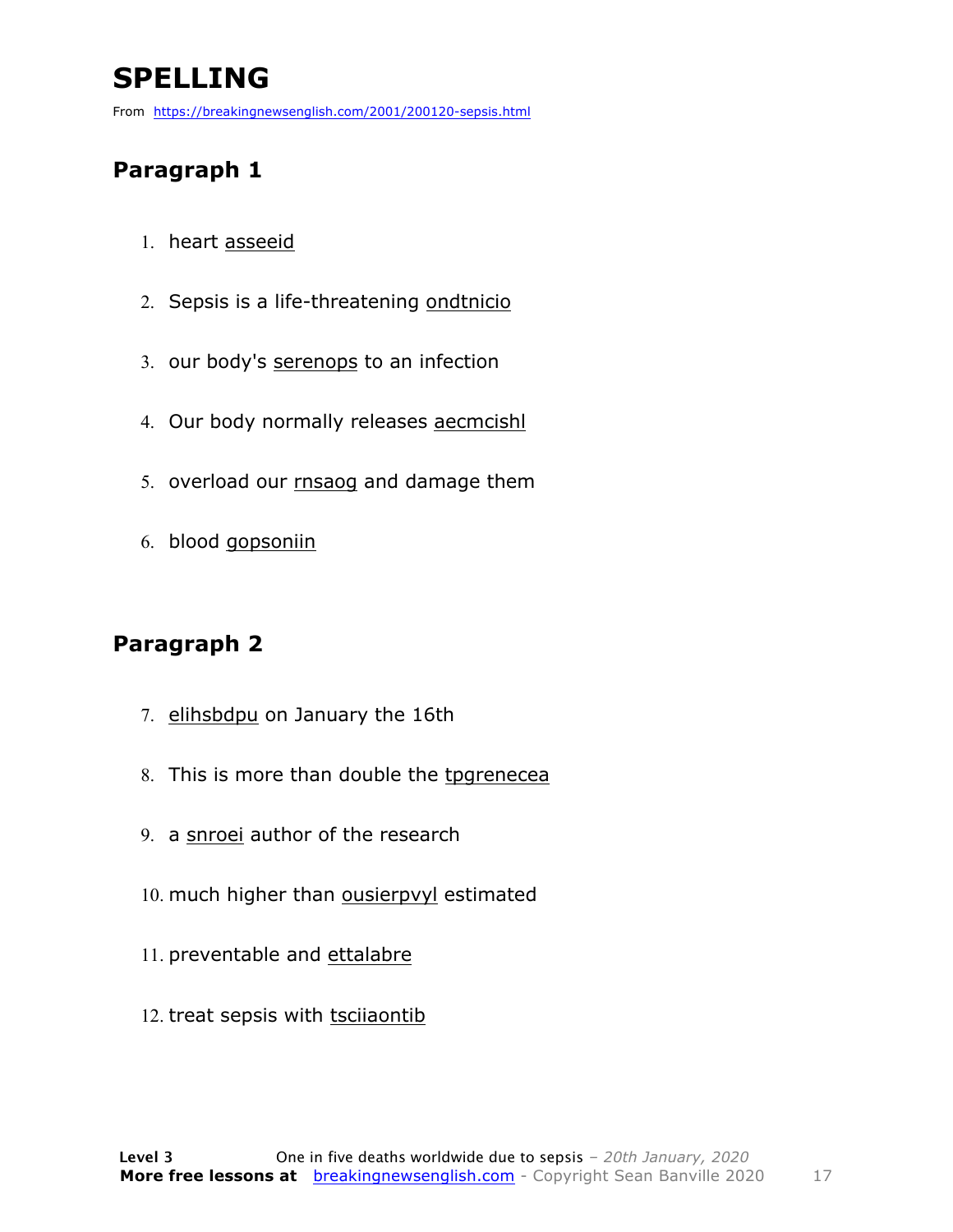# SPELLING

From https://breakingnewsenglish.com/2001/200120-sepsis.html

## Paragraph 1

1. heart asseeid
2. Sepsis is a life-threatening ondtnicio
3. our body's serenops to an infection
4. Our body normally releases aecmcishl
5. overload our rnsaog and damage them
6. blood gopsoniin

## Paragraph 2

7. elihsbdpu on January the 16th
8. This is more than double the tpgrenecea
9. a snroei author of the research
10. much higher than ousierpvyl estimated
11. preventable and ettalabre
12. treat sepsis with tsciiaontib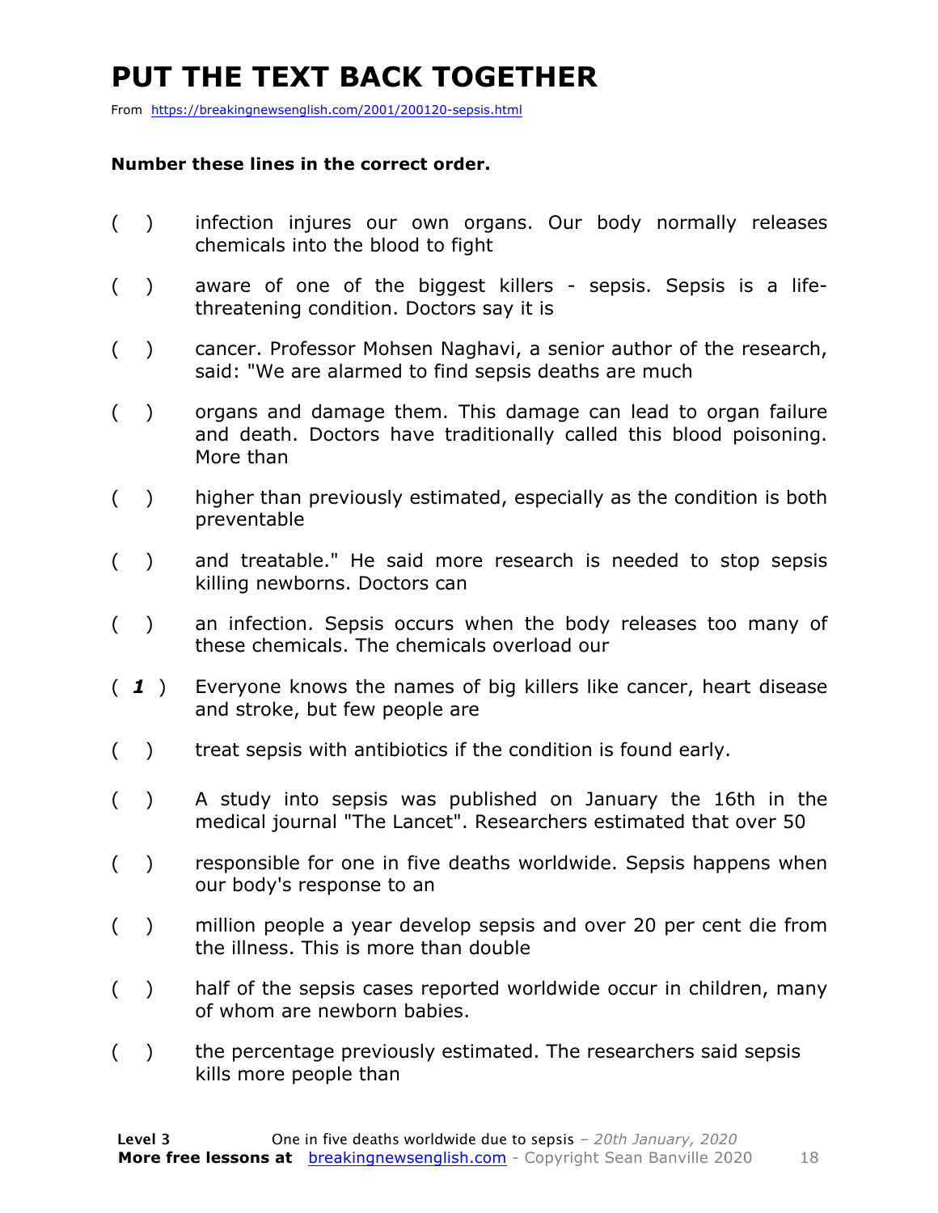# PUT THE TEXT BACK TOGETHER

From https://breakingnewsenglish.com/2001/200120-sepsis.html

**Number these lines in the correct order.**

( ) infection injures our own organs. Our body normally releases chemicals into the blood to fight

( ) aware of one of the biggest killers - sepsis. Sepsis is a life-threatening condition. Doctors say it is

( ) cancer. Professor Mohsen Naghavi, a senior author of the research, said: "We are alarmed to find sepsis deaths are much

( ) organs and damage them. This damage can lead to organ failure and death. Doctors have traditionally called this blood poisoning. More than

( ) higher than previously estimated, especially as the condition is both preventable

( ) and treatable." He said more research is needed to stop sepsis killing newborns. Doctors can

( ) an infection. Sepsis occurs when the body releases too many of these chemicals. The chemicals overload our

( *1* ) Everyone knows the names of big killers like cancer, heart disease and stroke, but few people are

( ) treat sepsis with antibiotics if the condition is found early.

( ) A study into sepsis was published on January the 16th in the medical journal "The Lancet". Researchers estimated that over 50

( ) responsible for one in five deaths worldwide. Sepsis happens when our body's response to an

( ) million people a year develop sepsis and over 20 per cent die from the illness. This is more than double

( ) half of the sepsis cases reported worldwide occur in children, many of whom are newborn babies.

( ) the percentage previously estimated. The researchers said sepsis kills more people than

**Level 3** One in five deaths worldwide due to sepsis – *20th January, 2020*
**More free lessons at** breakingnewsenglish.com - Copyright Sean Banville 2020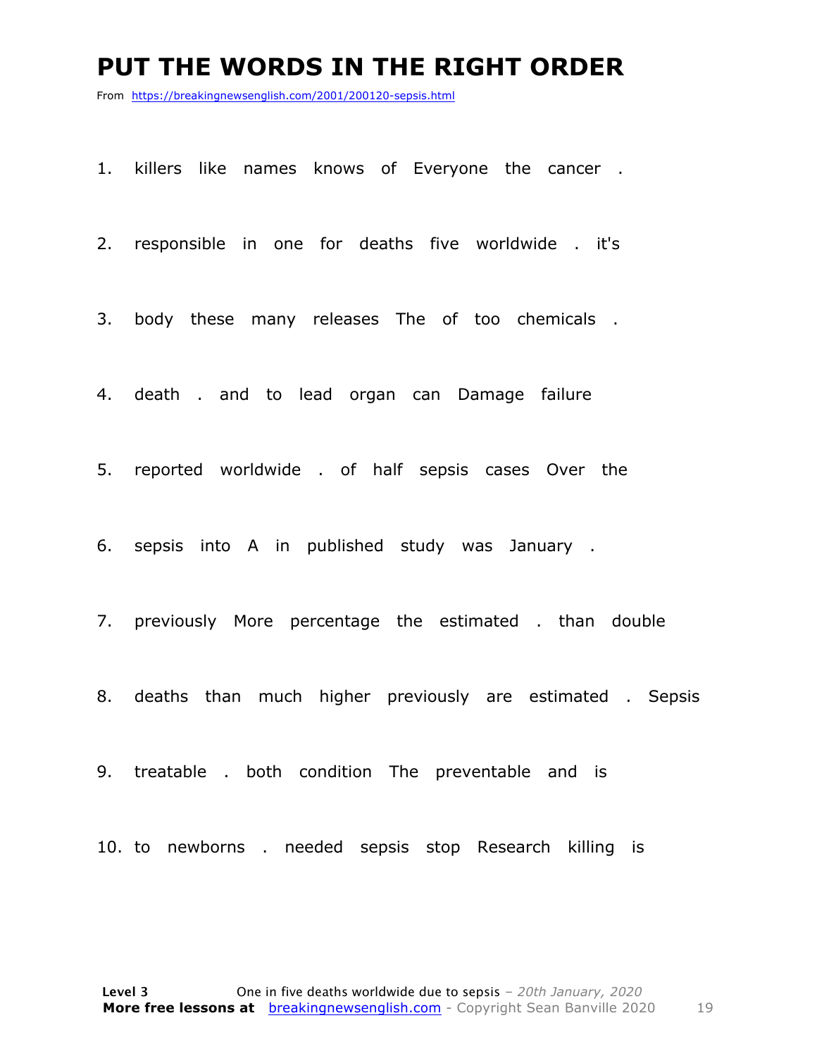# PUT THE WORDS IN THE RIGHT ORDER

From https://breakingnewsenglish.com/2001/200120-sepsis.html

1. killers like names knows of Everyone the cancer .

2. responsible in one for deaths five worldwide . it's

3. body these many releases The of too chemicals .

4. death . and to lead organ can Damage failure

5. reported worldwide . of half sepsis cases Over the

6. sepsis into A in published study was January .

7. previously More percentage the estimated . than double

8. deaths than much higher previously are estimated . Sepsis

9. treatable . both condition The preventable and is

10. to newborns . needed sepsis stop Research killing is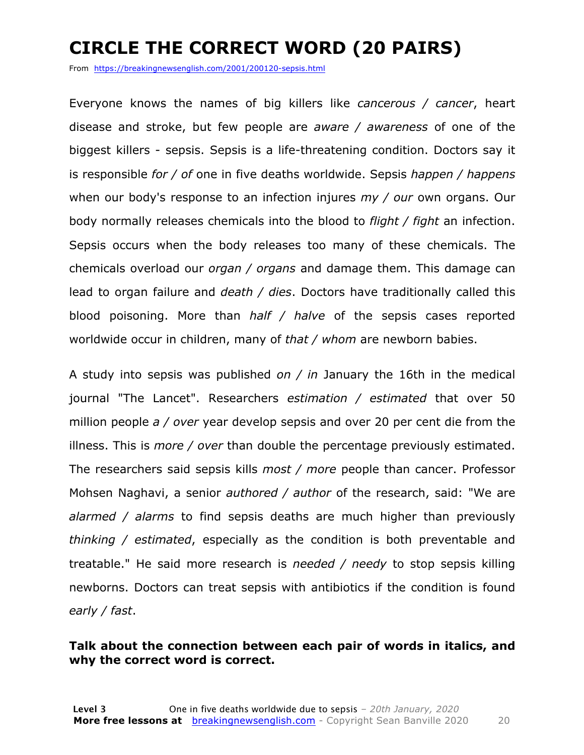# CIRCLE THE CORRECT WORD (20 PAIRS)

From https://breakingnewsenglish.com/2001/200120-sepsis.html

Everyone knows the names of big killers like *cancerous / cancer*, heart disease and stroke, but few people are *aware / awareness* of one of the biggest killers - sepsis. Sepsis is a life-threatening condition. Doctors say it is responsible *for / of* one in five deaths worldwide. Sepsis *happen / happens* when our body's response to an infection injures *my / our* own organs. Our body normally releases chemicals into the blood to *flight / fight* an infection. Sepsis occurs when the body releases too many of these chemicals. The chemicals overload our *organ / organs* and damage them. This damage can lead to organ failure and *death / dies*. Doctors have traditionally called this blood poisoning. More than *half / halve* of the sepsis cases reported worldwide occur in children, many of *that / whom* are newborn babies.

A study into sepsis was published *on / in* January the 16th in the medical journal "The Lancet". Researchers *estimation / estimated* that over 50 million people *a / over* year develop sepsis and over 20 per cent die from the illness. This is *more / over* than double the percentage previously estimated. The researchers said sepsis kills *most / more* people than cancer. Professor Mohsen Naghavi, a senior *authored / author* of the research, said: "We are *alarmed / alarms* to find sepsis deaths are much higher than previously *thinking / estimated*, especially as the condition is both preventable and treatable." He said more research is *needed / needy* to stop sepsis killing newborns. Doctors can treat sepsis with antibiotics if the condition is found *early / fast*.

**Talk about the connection between each pair of words in italics, and why the correct word is correct.**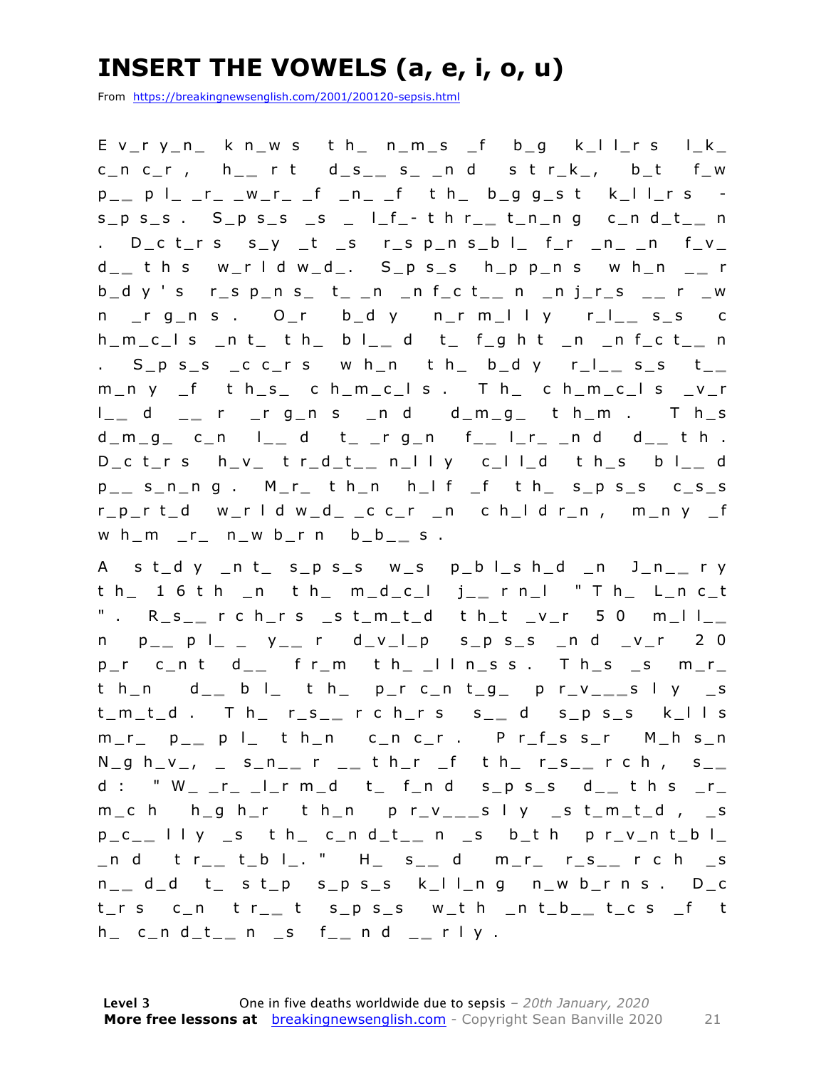# INSERT THE VOWELS (a, e, i, o, u)

From https://breakingnewsenglish.com/2001/200120-sepsis.html

E v_r y_n_ k n_w s t h_ n_m_s _f b_g k_l l_r s l_k_ c_n c_r , h_ _ r t d_s_ _ s_ _n d s t r_k_, b_t f_w p_ _ p l_ _r_ _w_r_ _f _n_ _f t h_ b_g g_s t k_l l_r s - s_p s_s . S_p s_s _s _ l_f_- t h r_ _ t_n_n g c_n d_t_ _ n . D_c t_r s s_y _t _s r_s p_n s_b l_ f_r _n_ _n f_v_ d_ _ t h s w_r l d w_d_. S_p s_s h_p p_n s w h_n _ _ r b_d y ' s r_s p_n s_ t_ _n _n f_c t_ _ n _n j_r_s _ _ r _w n _r g_n s . O_r b_d y n_r m_l l y r_l_ _ s_s c h_m_c_l s _n t_ t h_ b l_ _ d t_ f_g h t _n _n f_c t_ _ n . S_p s_s _c c_r s w h_n t h_ b_d y r_l_ _ s_s t_ _ m_n y _f t h_s_ c h_m_c_l s . T h_ c h_m_c_l s _v_r l_ _ d _ _ r _r g_n s _n d d_m_g_ t h_m . T h_s d_m_g_ c_n l_ _ d t_ _r g_n f_ _ l_r_ _n d d_ _ t h . D_c t_r s h_v_ t r_d_t_ _ n_l l y c_l l_d t h_s b l_ _ d p_ _ s_n_n g . M_r_ t h_n h_l f _f t h_ s_p s_s c_s_s r_p_r t_d w_r l d w_d_ _c c_r _n c h_l d r_n , m_n y _f w h_m _r_ n_w b_r n b_b_ _ s .

A s t_d y _n t_ s_p s_s w_s p_b l_s h_d _n J_n_ _ r y t h_ 1 6 t h _n t h_ m_d_c_l j_ _ r n_l " T h_ L_n c_t " . R_s_ _ r c h_r s _s t_m_t_d t h_t _v_r 5 0 m_l l_ _ n p_ _ p l_ _ y_ _ r d_v_l_p s_p s_s _n d _v_r 2 0 p_r c_n t d_ _ f r_m t h_ _l l n_s s . T h_s _s m_r_ t h_n d_ _ b l_ t h_ p_r c_n t_g_ p r_v_ _ _s l y _s t_m_t_d . T h_ r_s_ _ r c h_r s s_ _ d s_p s_s k_l l s m_r_ p_ _ p l_ t h_n c_n c_r . P r_f_s s_r M_h s_n N_g h_v_, _ s_n_ _ r _ _ t h_r _f t h_ r_s_ _ r c h , s_ _ d : " W_ _r_ _l_r m_d t_ f_n d s_p s_s d_ _ t h s _r_ m_c h h_g h_r t h_n p r_v_ _ _s l y _s t_m_t_d , _s p_c_ _ l l y _s t h_ c_n d_t_ _ n _s b_t h p r_v_n t_b l_ _n d t r_ _ t_b l_. " H_ s_ _ d m_r_ r_s_ _ r c h _s n_ _ d_d t_ s t_p s_p s_s k_l l_n g n_w b_r n s . D_c t_r s c_n t r_ _ t s_p s_s w_t h _n t_b_ _ t_c s _f t h_ c_n d_t_ _ n _s f_ _ n d _ _ r l y .

**Level 3** One in five deaths worldwide due to sepsis – *20th January, 2020*
**More free lessons at** breakingnewsenglish.com - Copyright Sean Banville 2020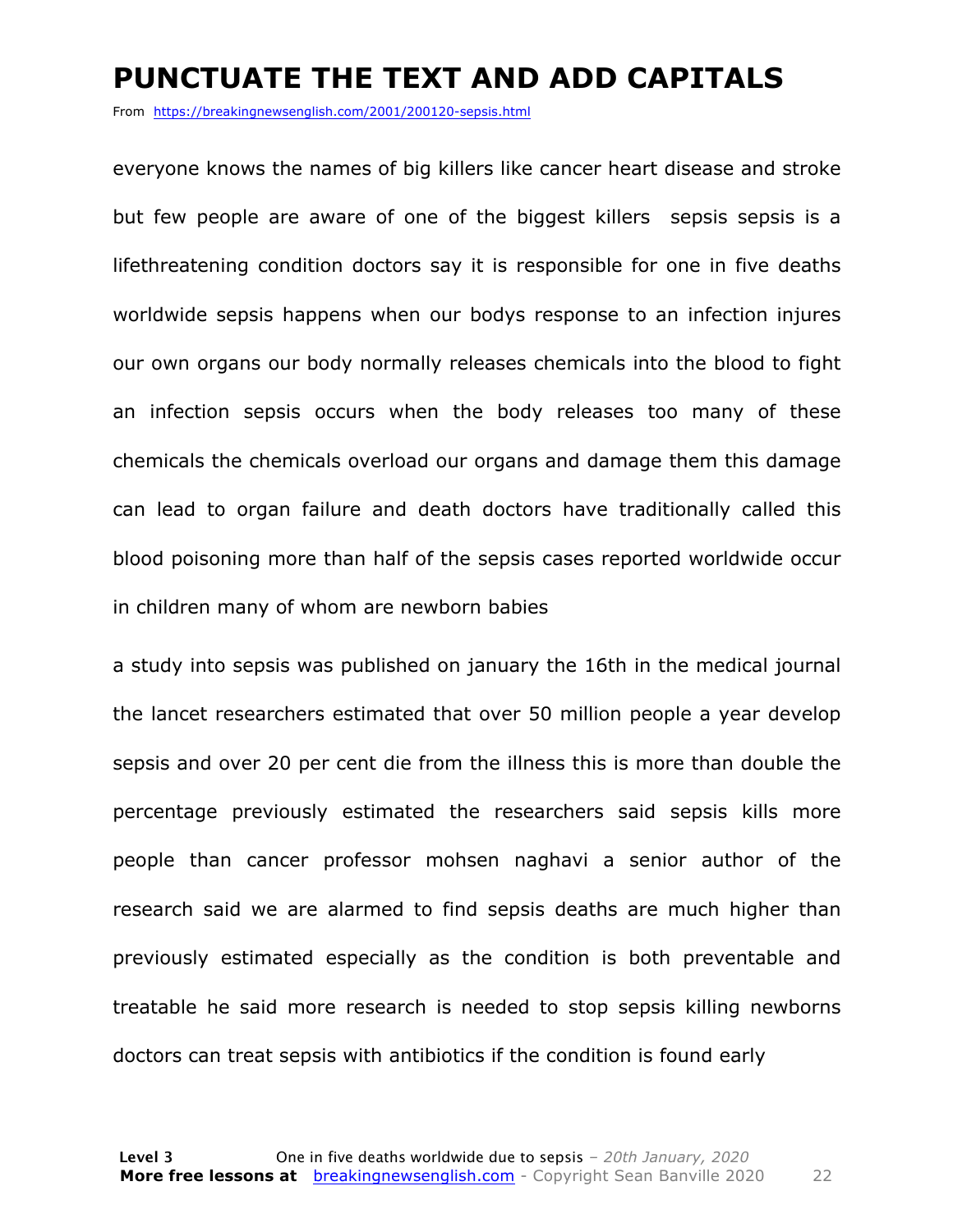# PUNCTUATE THE TEXT AND ADD CAPITALS

From https://breakingnewsenglish.com/2001/200120-sepsis.html

everyone knows the names of big killers like cancer heart disease and stroke but few people are aware of one of the biggest killers  sepsis sepsis is a lifethreatening condition doctors say it is responsible for one in five deaths worldwide sepsis happens when our bodys response to an infection injures our own organs our body normally releases chemicals into the blood to fight an infection sepsis occurs when the body releases too many of these chemicals the chemicals overload our organs and damage them this damage can lead to organ failure and death doctors have traditionally called this blood poisoning more than half of the sepsis cases reported worldwide occur in children many of whom are newborn babies

a study into sepsis was published on january the 16th in the medical journal the lancet researchers estimated that over 50 million people a year develop sepsis and over 20 per cent die from the illness this is more than double the percentage previously estimated the researchers said sepsis kills more people than cancer professor mohsen naghavi a senior author of the research said we are alarmed to find sepsis deaths are much higher than previously estimated especially as the condition is both preventable and treatable he said more research is needed to stop sepsis killing newborns doctors can treat sepsis with antibiotics if the condition is found early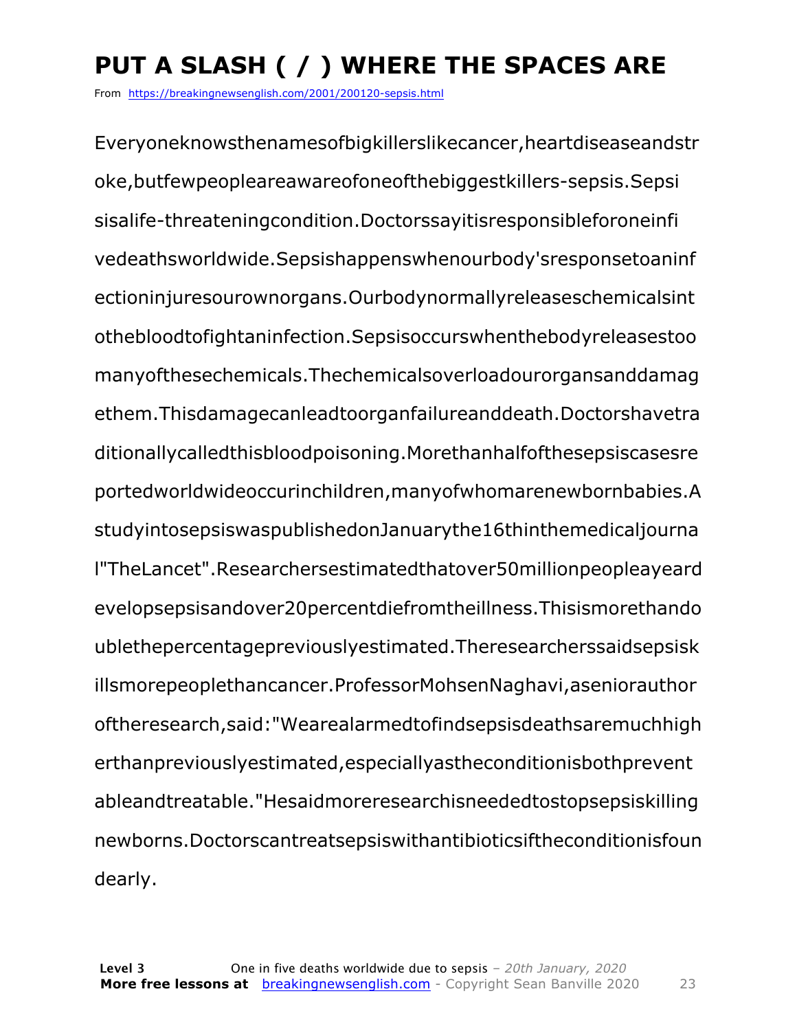# PUT A SLASH ( / ) WHERE THE SPACES ARE

From https://breakingnewsenglish.com/2001/200120-sepsis.html

Everyoneknowsthenamesofbigkillerslikecancer,heartdiseaseandstr oke,butfewpeopleareawareofoneofthebiggestkillers-sepsis.Sepsi sisalife-threateningcondition.Doctorssayitisresponsibleforoneinfi vedeathsworldwide.Sepsishappenswhenourbody'sresponsetoaninf ectioninjuresourownorgans.Ourbodynormallyreleaseschemicalsint othebloodtofightaninfection.Sepsisoccurswhenthebodyreleasestoo manyofthesechemicals.Thechemicalsoverloadourorgansanddamag ethem.Thisdamagecanleadtoorganfailureanddeath.Doctorshavetra ditionallycalledthisbloodpoisoning.Morethanhalfofthesepsiscasesre portedworldwideoccurinchildren,manyofwhomarenewbornbabies.A studyintosepsiswaspublishedonJanuarythe16thinthemedicaljourna l"TheLancet".Researchersestimatedthatover50millionpeopleayeard evelopsepsisandover20percentdiefromtheillness.Thisismorethando ublethepercentagepreviouslyestimated.Theresearcherssaidsepsisk illsmorepeoplethancancer.ProfessorMohsenNaghavi,aseniorauthor oftheresearch,said:"Wearealarmedtofindsepsisdeathsaremuchhigh erthanpreviouslyestimated,especiallyastheconditionisbothprevent ableandtreatable."Hesaidmoreresearchisneededtostopsepsiskilling newborns.Doctorscantreatsepsiswithantibioticsiftheconditionisfoun dearly.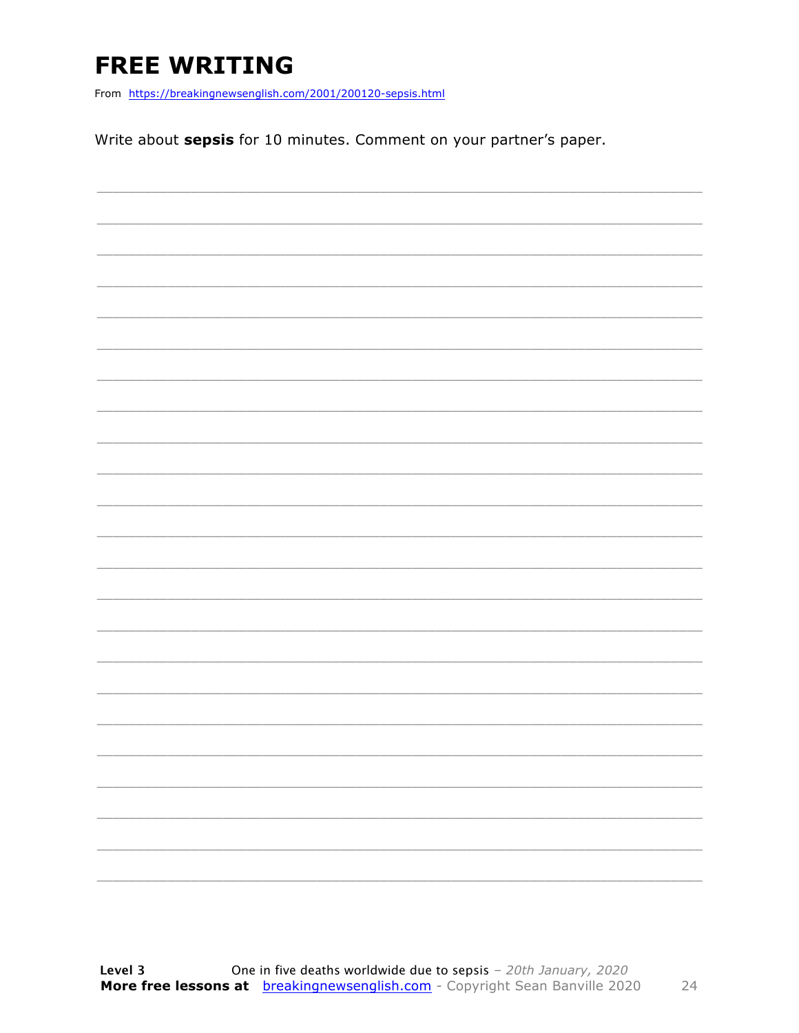# FREE WRITING

From https://breakingnewsenglish.com/2001/200120-sepsis.html

Write about **sepsis** for 10 minutes. Comment on your partner's paper.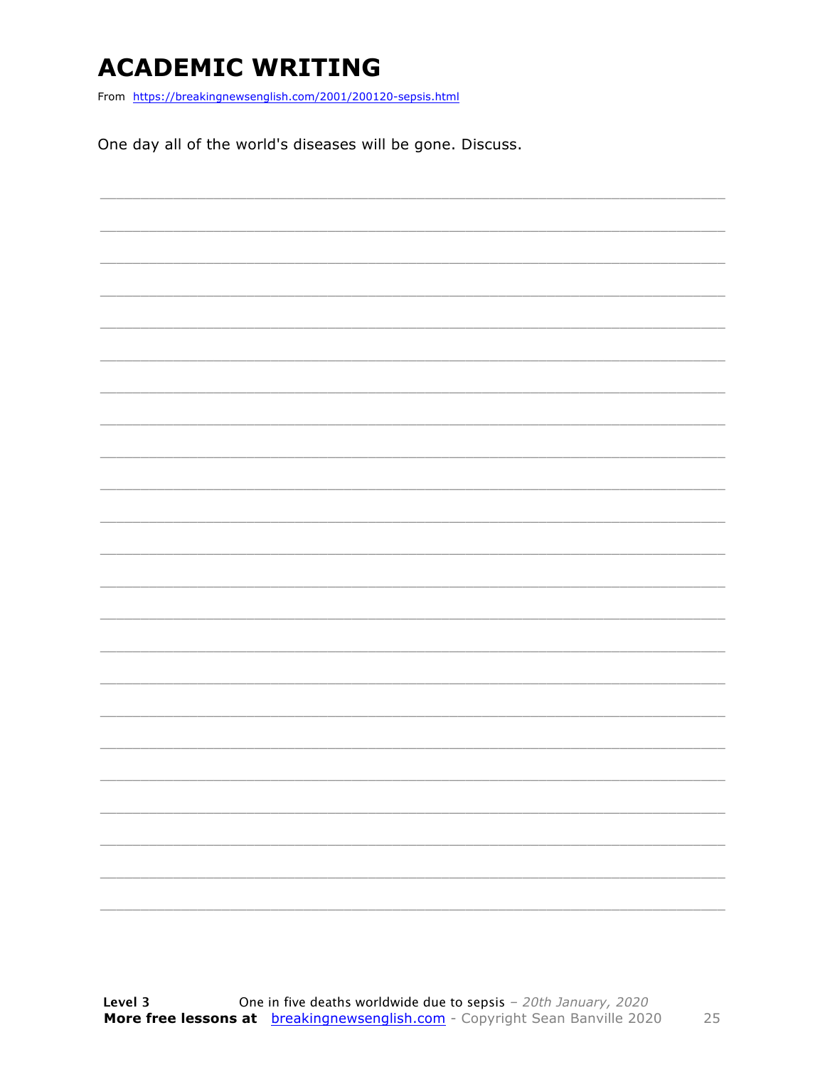# ACADEMIC WRITING

From https://breakingnewsenglish.com/2001/200120-sepsis.html

One day all of the world's diseases will be gone. Discuss.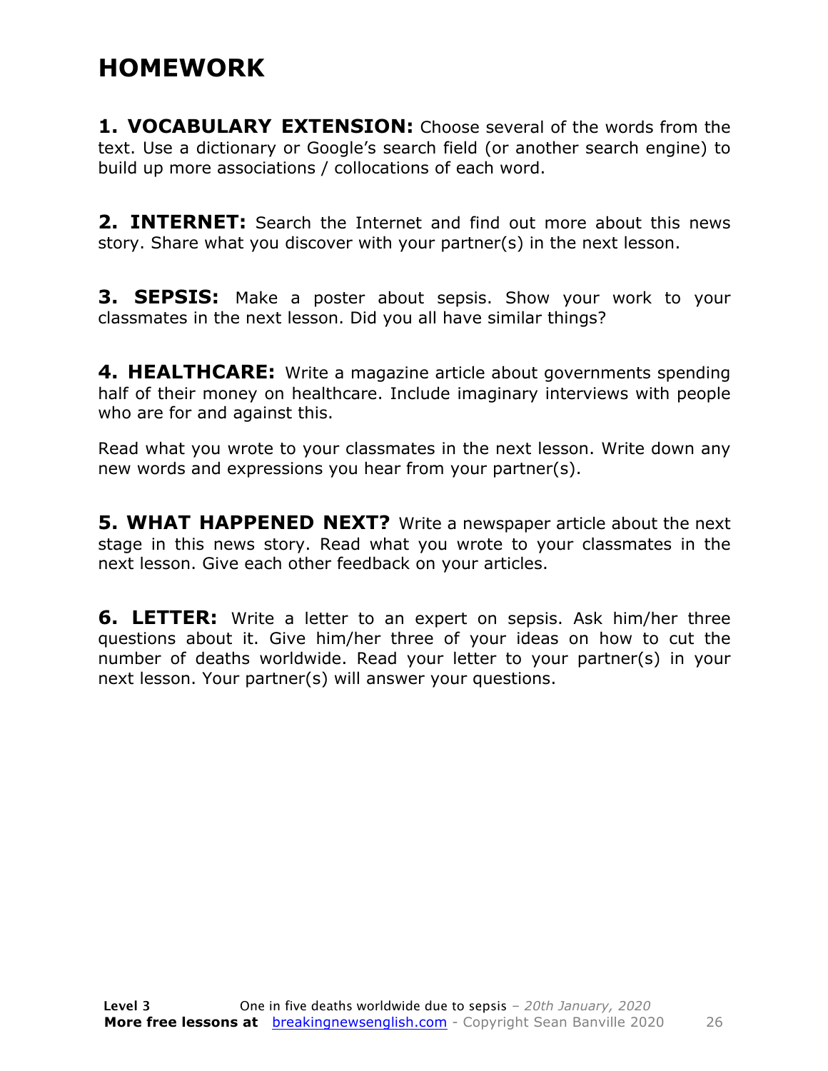# HOMEWORK

**1. VOCABULARY EXTENSION:** Choose several of the words from the text. Use a dictionary or Google's search field (or another search engine) to build up more associations / collocations of each word.

**2. INTERNET:** Search the Internet and find out more about this news story. Share what you discover with your partner(s) in the next lesson.

**3. SEPSIS:** Make a poster about sepsis. Show your work to your classmates in the next lesson. Did you all have similar things?

**4. HEALTHCARE:** Write a magazine article about governments spending half of their money on healthcare. Include imaginary interviews with people who are for and against this.

Read what you wrote to your classmates in the next lesson. Write down any new words and expressions you hear from your partner(s).

**5. WHAT HAPPENED NEXT?** Write a newspaper article about the next stage in this news story. Read what you wrote to your classmates in the next lesson. Give each other feedback on your articles.

**6. LETTER:** Write a letter to an expert on sepsis. Ask him/her three questions about it. Give him/her three of your ideas on how to cut the number of deaths worldwide. Read your letter to your partner(s) in your next lesson. Your partner(s) will answer your questions.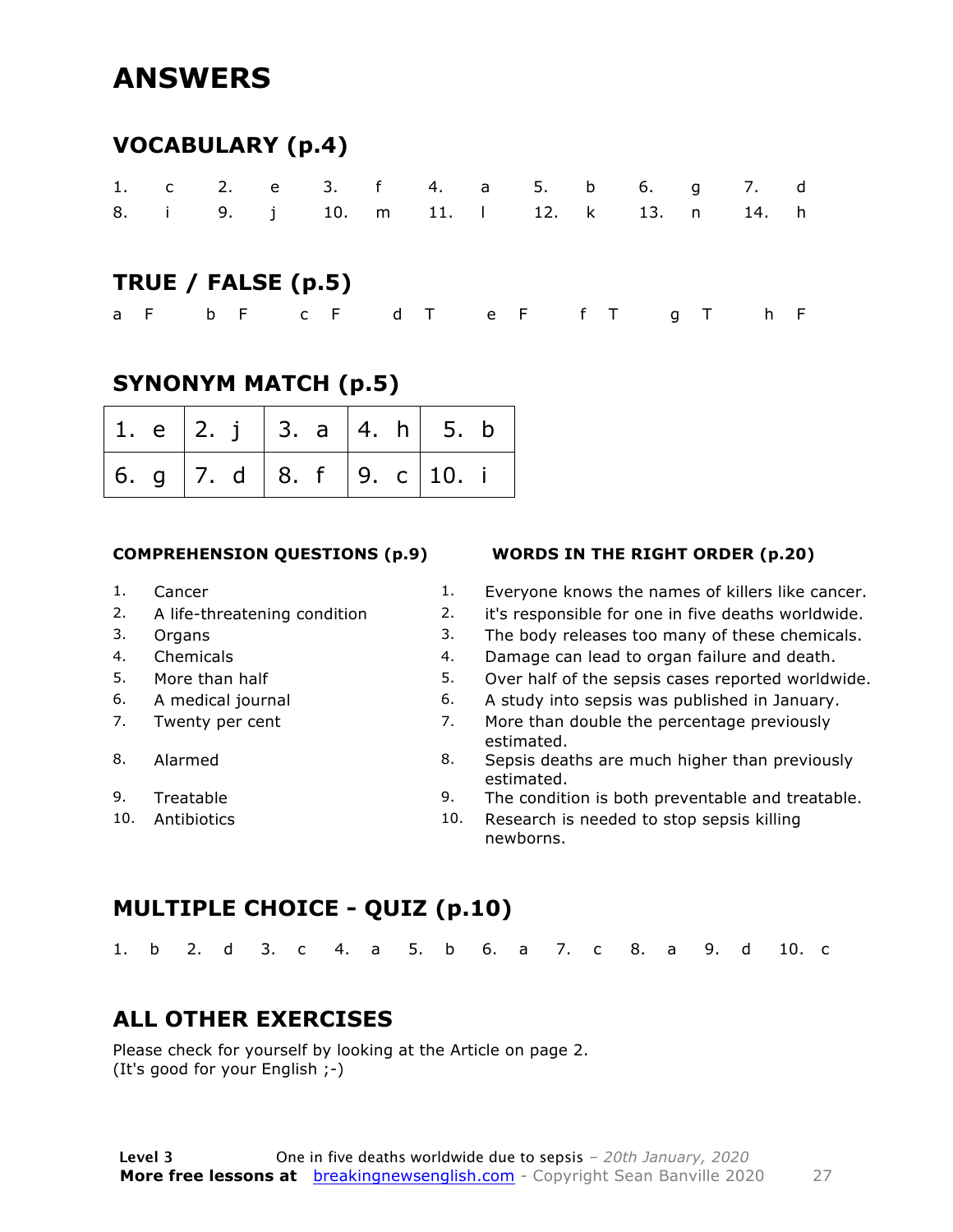# ANSWERS

## VOCABULARY (p.4)

| | | | | | | | | | | | | | |
|---|---|---|---|---|---|---|---|---|---|---|---|---|---|
| 1. | c | 2. | e | 3. | f | 4. | a | 5. | b | 6. | g | 7. | d |
| 8. | i | 9. | j | 10. | m | 11. | l | 12. | k | 13. | n | 14. | h |

## TRUE / FALSE (p.5)

a F  b F  c F  d T  e F  f T  g T  h F

## SYNONYM MATCH (p.5)

| | | | | |
|---|---|---|---|---|
| 1. e | 2. j | 3. a | 4. h | 5. b |
| 6. g | 7. d | 8. f | 9. c | 10. i |

### COMPREHENSION QUESTIONS (p.9)

1. Cancer
2. A life-threatening condition
3. Organs
4. Chemicals
5. More than half
6. A medical journal
7. Twenty per cent
8. Alarmed
9. Treatable
10. Antibiotics

### WORDS IN THE RIGHT ORDER (p.20)

1. Everyone knows the names of killers like cancer.
2. it's responsible for one in five deaths worldwide.
3. The body releases too many of these chemicals.
4. Damage can lead to organ failure and death.
5. Over half of the sepsis cases reported worldwide.
6. A study into sepsis was published in January.
7. More than double the percentage previously estimated.
8. Sepsis deaths are much higher than previously estimated.
9. The condition is both preventable and treatable.
10. Research is needed to stop sepsis killing newborns.

## MULTIPLE CHOICE - QUIZ (p.10)

1. b  2. d  3. c  4. a  5. b  6. a  7. c  8. a  9. d  10. c

## ALL OTHER EXERCISES

Please check for yourself by looking at the Article on page 2.
(It's good for your English ;-)